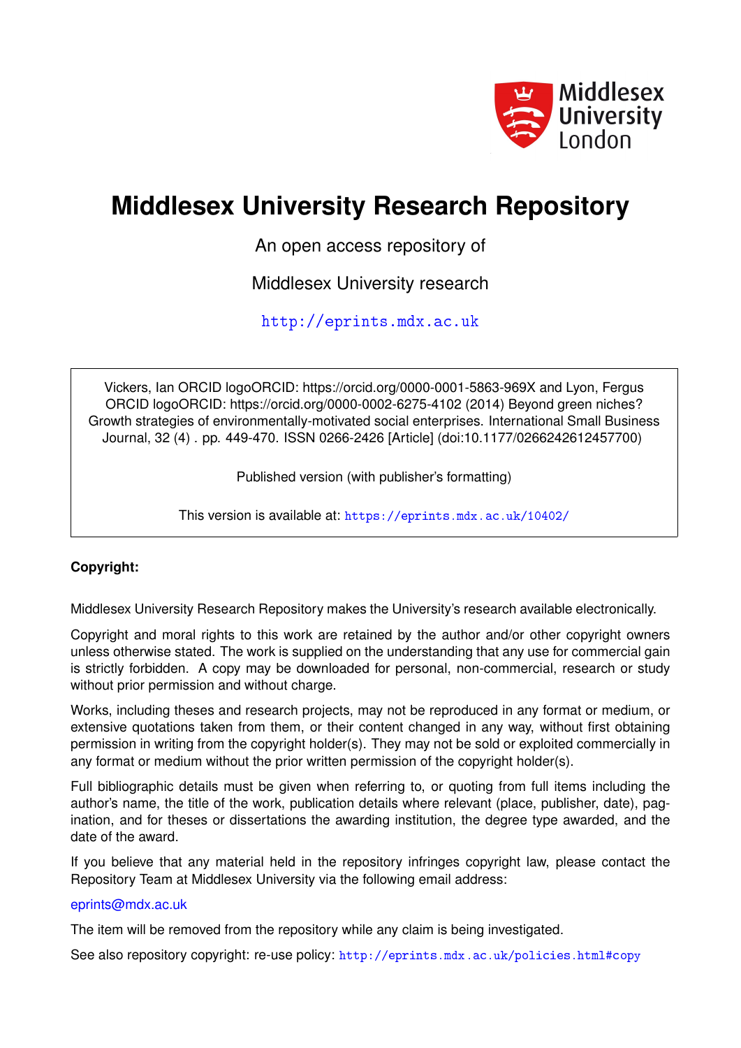Middlesex University London

# Middlesex University Research Repository

An open access repository of

Middlesex University research

http://eprints.mdx.ac.uk

Vickers, Ian ORCID logoORCID: https://orcid.org/0000-0001-5863-969X and Lyon, Fergus ORCID logoORCID: https://orcid.org/0000-0002-6275-4102 (2014) Beyond green niches? Growth strategies of environmentally-motivated social enterprises. International Small Business Journal, 32 (4) . pp. 449-470. ISSN 0266-2426 [Article] (doi:10.1177/0266242612457700)

Published version (with publisher's formatting)

This version is available at: https://eprints.mdx.ac.uk/10402/

**Copyright:**

Middlesex University Research Repository makes the University's research available electronically.

Copyright and moral rights to this work are retained by the author and/or other copyright owners unless otherwise stated. The work is supplied on the understanding that any use for commercial gain is strictly forbidden. A copy may be downloaded for personal, non-commercial, research or study without prior permission and without charge.

Works, including theses and research projects, may not be reproduced in any format or medium, or extensive quotations taken from them, or their content changed in any way, without first obtaining permission in writing from the copyright holder(s). They may not be sold or exploited commercially in any format or medium without the prior written permission of the copyright holder(s).

Full bibliographic details must be given when referring to, or quoting from full items including the author's name, the title of the work, publication details where relevant (place, publisher, date), pagination, and for theses or dissertations the awarding institution, the degree type awarded, and the date of the award.

If you believe that any material held in the repository infringes copyright law, please contact the Repository Team at Middlesex University via the following email address:

eprints@mdx.ac.uk

The item will be removed from the repository while any claim is being investigated.

See also repository copyright: re-use policy: http://eprints.mdx.ac.uk/policies.html#copy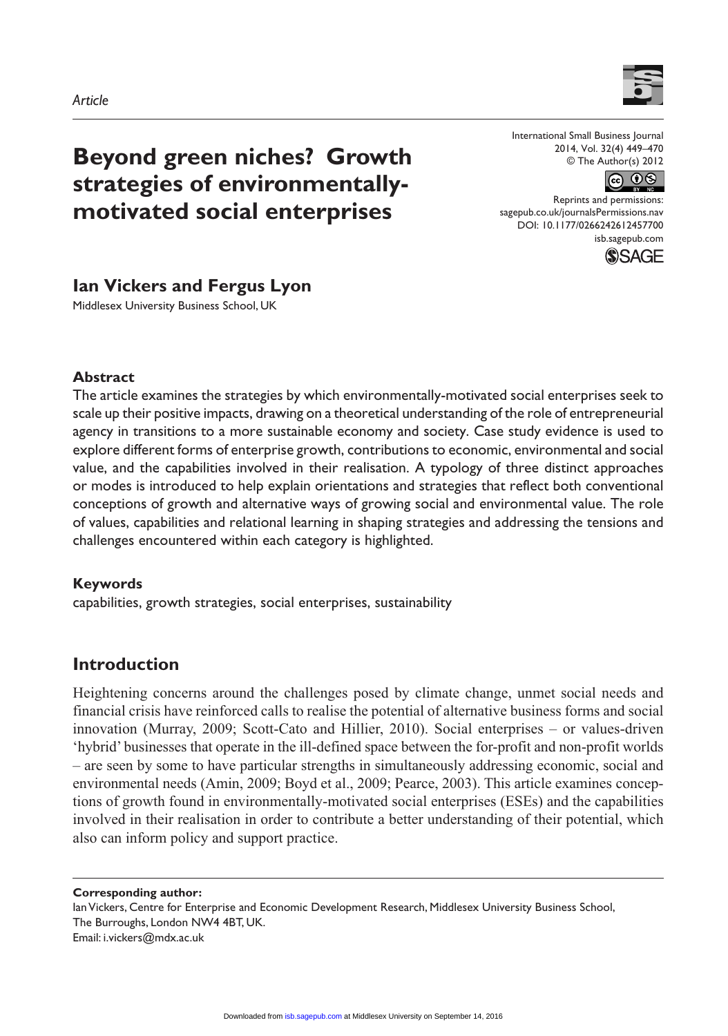Article

# Beyond green niches? Growth strategies of environmentally-motivated social enterprises

International Small Business Journal
2014, Vol. 32(4) 449–470
© The Author(s) 2012
Reprints and permissions:
sagepub.co.uk/journalsPermissions.nav
DOI: 10.1177/0266242612457700
isb.sagepub.com

**Ian Vickers and Fergus Lyon**

Middlesex University Business School, UK

## Abstract

The article examines the strategies by which environmentally-motivated social enterprises seek to scale up their positive impacts, drawing on a theoretical understanding of the role of entrepreneurial agency in transitions to a more sustainable economy and society. Case study evidence is used to explore different forms of enterprise growth, contributions to economic, environmental and social value, and the capabilities involved in their realisation. A typology of three distinct approaches or modes is introduced to help explain orientations and strategies that reflect both conventional conceptions of growth and alternative ways of growing social and environmental value. The role of values, capabilities and relational learning in shaping strategies and addressing the tensions and challenges encountered within each category is highlighted.

## Keywords

capabilities, growth strategies, social enterprises, sustainability

## Introduction

Heightening concerns around the challenges posed by climate change, unmet social needs and financial crisis have reinforced calls to realise the potential of alternative business forms and social innovation (Murray, 2009; Scott-Cato and Hillier, 2010). Social enterprises – or values-driven 'hybrid' businesses that operate in the ill-defined space between the for-profit and non-profit worlds – are seen by some to have particular strengths in simultaneously addressing economic, social and environmental needs (Amin, 2009; Boyd et al., 2009; Pearce, 2003). This article examines conceptions of growth found in environmentally-motivated social enterprises (ESEs) and the capabilities involved in their realisation in order to contribute a better understanding of their potential, which also can inform policy and support practice.

**Corresponding author:**
Ian Vickers, Centre for Enterprise and Economic Development Research, Middlesex University Business School, The Burroughs, London NW4 4BT, UK.
Email: i.vickers@mdx.ac.uk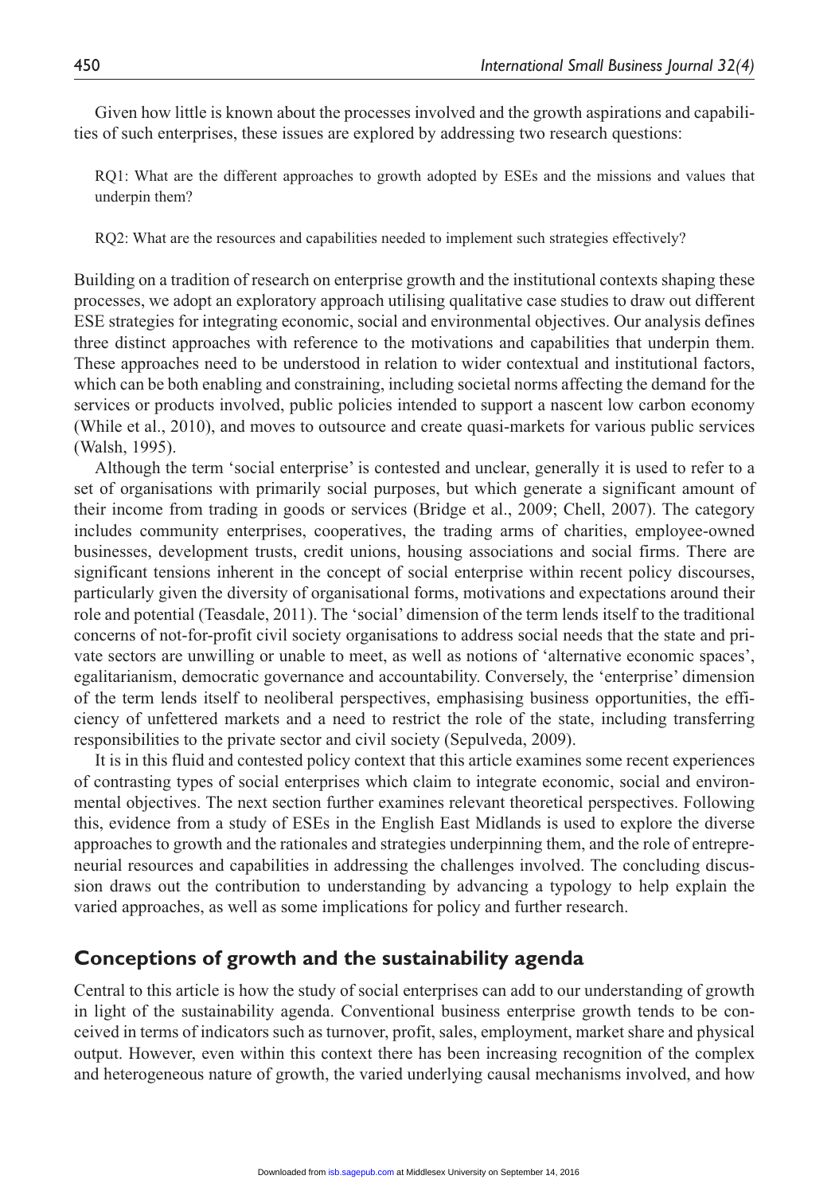Given how little is known about the processes involved and the growth aspirations and capabilities of such enterprises, these issues are explored by addressing two research questions:

RQ1: What are the different approaches to growth adopted by ESEs and the missions and values that underpin them?

RQ2: What are the resources and capabilities needed to implement such strategies effectively?

Building on a tradition of research on enterprise growth and the institutional contexts shaping these processes, we adopt an exploratory approach utilising qualitative case studies to draw out different ESE strategies for integrating economic, social and environmental objectives. Our analysis defines three distinct approaches with reference to the motivations and capabilities that underpin them. These approaches need to be understood in relation to wider contextual and institutional factors, which can be both enabling and constraining, including societal norms affecting the demand for the services or products involved, public policies intended to support a nascent low carbon economy (While et al., 2010), and moves to outsource and create quasi-markets for various public services (Walsh, 1995).

Although the term 'social enterprise' is contested and unclear, generally it is used to refer to a set of organisations with primarily social purposes, but which generate a significant amount of their income from trading in goods or services (Bridge et al., 2009; Chell, 2007). The category includes community enterprises, cooperatives, the trading arms of charities, employee-owned businesses, development trusts, credit unions, housing associations and social firms. There are significant tensions inherent in the concept of social enterprise within recent policy discourses, particularly given the diversity of organisational forms, motivations and expectations around their role and potential (Teasdale, 2011). The 'social' dimension of the term lends itself to the traditional concerns of not-for-profit civil society organisations to address social needs that the state and private sectors are unwilling or unable to meet, as well as notions of 'alternative economic spaces', egalitarianism, democratic governance and accountability. Conversely, the 'enterprise' dimension of the term lends itself to neoliberal perspectives, emphasising business opportunities, the efficiency of unfettered markets and a need to restrict the role of the state, including transferring responsibilities to the private sector and civil society (Sepulveda, 2009).

It is in this fluid and contested policy context that this article examines some recent experiences of contrasting types of social enterprises which claim to integrate economic, social and environmental objectives. The next section further examines relevant theoretical perspectives. Following this, evidence from a study of ESEs in the English East Midlands is used to explore the diverse approaches to growth and the rationales and strategies underpinning them, and the role of entrepreneurial resources and capabilities in addressing the challenges involved. The concluding discussion draws out the contribution to understanding by advancing a typology to help explain the varied approaches, as well as some implications for policy and further research.

## Conceptions of growth and the sustainability agenda

Central to this article is how the study of social enterprises can add to our understanding of growth in light of the sustainability agenda. Conventional business enterprise growth tends to be conceived in terms of indicators such as turnover, profit, sales, employment, market share and physical output. However, even within this context there has been increasing recognition of the complex and heterogeneous nature of growth, the varied underlying causal mechanisms involved, and how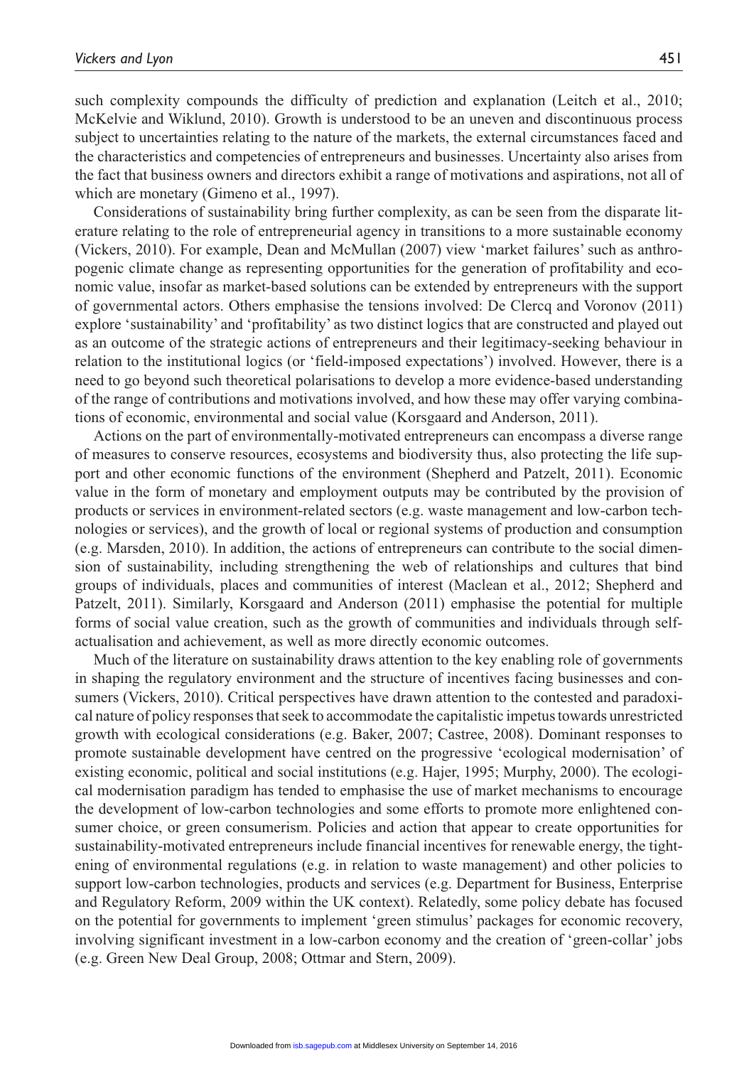such complexity compounds the difficulty of prediction and explanation (Leitch et al., 2010; McKelvie and Wiklund, 2010). Growth is understood to be an uneven and discontinuous process subject to uncertainties relating to the nature of the markets, the external circumstances faced and the characteristics and competencies of entrepreneurs and businesses. Uncertainty also arises from the fact that business owners and directors exhibit a range of motivations and aspirations, not all of which are monetary (Gimeno et al., 1997).

Considerations of sustainability bring further complexity, as can be seen from the disparate literature relating to the role of entrepreneurial agency in transitions to a more sustainable economy (Vickers, 2010). For example, Dean and McMullan (2007) view 'market failures' such as anthropogenic climate change as representing opportunities for the generation of profitability and economic value, insofar as market-based solutions can be extended by entrepreneurs with the support of governmental actors. Others emphasise the tensions involved: De Clercq and Voronov (2011) explore 'sustainability' and 'profitability' as two distinct logics that are constructed and played out as an outcome of the strategic actions of entrepreneurs and their legitimacy-seeking behaviour in relation to the institutional logics (or 'field-imposed expectations') involved. However, there is a need to go beyond such theoretical polarisations to develop a more evidence-based understanding of the range of contributions and motivations involved, and how these may offer varying combinations of economic, environmental and social value (Korsgaard and Anderson, 2011).

Actions on the part of environmentally-motivated entrepreneurs can encompass a diverse range of measures to conserve resources, ecosystems and biodiversity thus, also protecting the life support and other economic functions of the environment (Shepherd and Patzelt, 2011). Economic value in the form of monetary and employment outputs may be contributed by the provision of products or services in environment-related sectors (e.g. waste management and low-carbon technologies or services), and the growth of local or regional systems of production and consumption (e.g. Marsden, 2010). In addition, the actions of entrepreneurs can contribute to the social dimension of sustainability, including strengthening the web of relationships and cultures that bind groups of individuals, places and communities of interest (Maclean et al., 2012; Shepherd and Patzelt, 2011). Similarly, Korsgaard and Anderson (2011) emphasise the potential for multiple forms of social value creation, such as the growth of communities and individuals through self-actualisation and achievement, as well as more directly economic outcomes.

Much of the literature on sustainability draws attention to the key enabling role of governments in shaping the regulatory environment and the structure of incentives facing businesses and consumers (Vickers, 2010). Critical perspectives have drawn attention to the contested and paradoxical nature of policy responses that seek to accommodate the capitalistic impetus towards unrestricted growth with ecological considerations (e.g. Baker, 2007; Castree, 2008). Dominant responses to promote sustainable development have centred on the progressive 'ecological modernisation' of existing economic, political and social institutions (e.g. Hajer, 1995; Murphy, 2000). The ecological modernisation paradigm has tended to emphasise the use of market mechanisms to encourage the development of low-carbon technologies and some efforts to promote more enlightened consumer choice, or green consumerism. Policies and action that appear to create opportunities for sustainability-motivated entrepreneurs include financial incentives for renewable energy, the tightening of environmental regulations (e.g. in relation to waste management) and other policies to support low-carbon technologies, products and services (e.g. Department for Business, Enterprise and Regulatory Reform, 2009 within the UK context). Relatedly, some policy debate has focused on the potential for governments to implement 'green stimulus' packages for economic recovery, involving significant investment in a low-carbon economy and the creation of 'green-collar' jobs (e.g. Green New Deal Group, 2008; Ottmar and Stern, 2009).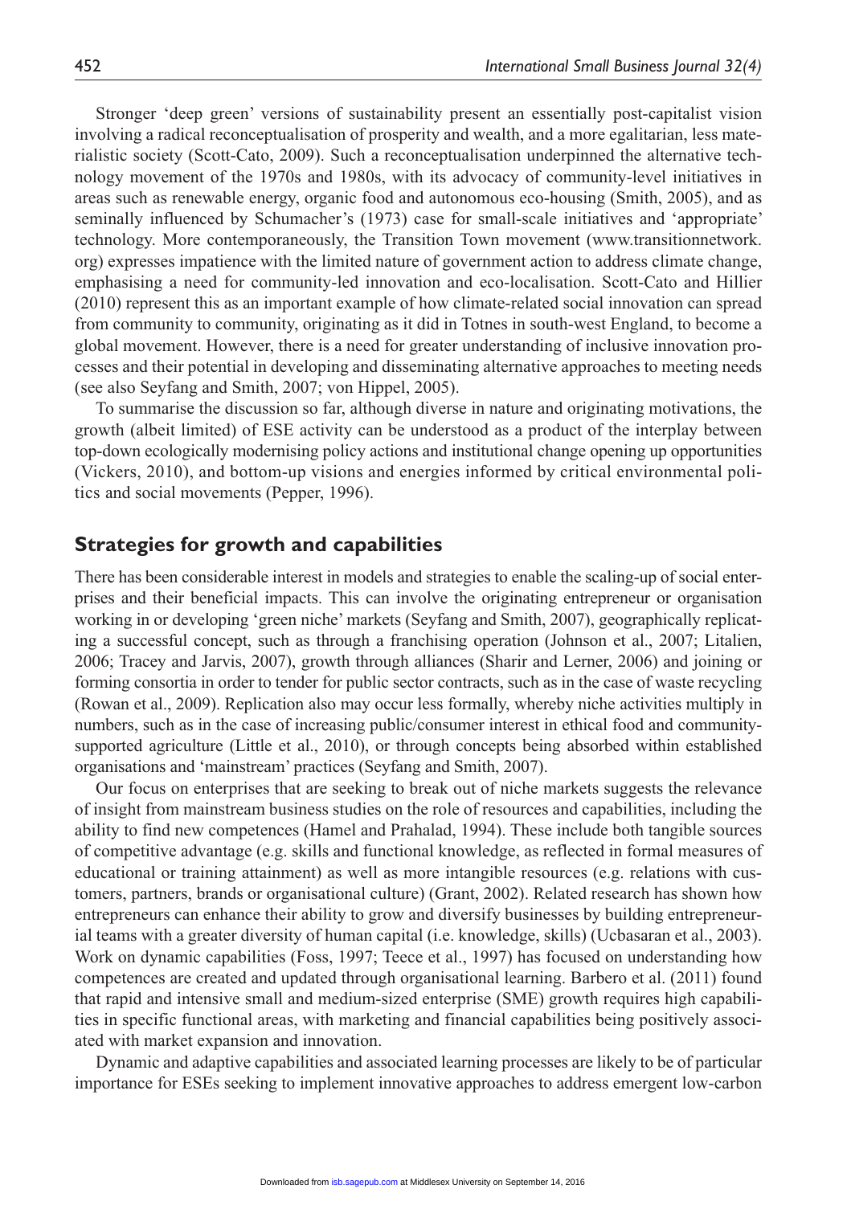Stronger 'deep green' versions of sustainability present an essentially post-capitalist vision involving a radical reconceptualisation of prosperity and wealth, and a more egalitarian, less materialistic society (Scott-Cato, 2009). Such a reconceptualisation underpinned the alternative technology movement of the 1970s and 1980s, with its advocacy of community-level initiatives in areas such as renewable energy, organic food and autonomous eco-housing (Smith, 2005), and as seminally influenced by Schumacher's (1973) case for small-scale initiatives and 'appropriate' technology. More contemporaneously, the Transition Town movement (www.transitionnetwork.org) expresses impatience with the limited nature of government action to address climate change, emphasising a need for community-led innovation and eco-localisation. Scott-Cato and Hillier (2010) represent this as an important example of how climate-related social innovation can spread from community to community, originating as it did in Totnes in south-west England, to become a global movement. However, there is a need for greater understanding of inclusive innovation processes and their potential in developing and disseminating alternative approaches to meeting needs (see also Seyfang and Smith, 2007; von Hippel, 2005).

To summarise the discussion so far, although diverse in nature and originating motivations, the growth (albeit limited) of ESE activity can be understood as a product of the interplay between top-down ecologically modernising policy actions and institutional change opening up opportunities (Vickers, 2010), and bottom-up visions and energies informed by critical environmental politics and social movements (Pepper, 1996).

## Strategies for growth and capabilities

There has been considerable interest in models and strategies to enable the scaling-up of social enterprises and their beneficial impacts. This can involve the originating entrepreneur or organisation working in or developing 'green niche' markets (Seyfang and Smith, 2007), geographically replicating a successful concept, such as through a franchising operation (Johnson et al., 2007; Litalien, 2006; Tracey and Jarvis, 2007), growth through alliances (Sharir and Lerner, 2006) and joining or forming consortia in order to tender for public sector contracts, such as in the case of waste recycling (Rowan et al., 2009). Replication also may occur less formally, whereby niche activities multiply in numbers, such as in the case of increasing public/consumer interest in ethical food and community-supported agriculture (Little et al., 2010), or through concepts being absorbed within established organisations and 'mainstream' practices (Seyfang and Smith, 2007).

Our focus on enterprises that are seeking to break out of niche markets suggests the relevance of insight from mainstream business studies on the role of resources and capabilities, including the ability to find new competences (Hamel and Prahalad, 1994). These include both tangible sources of competitive advantage (e.g. skills and functional knowledge, as reflected in formal measures of educational or training attainment) as well as more intangible resources (e.g. relations with customers, partners, brands or organisational culture) (Grant, 2002). Related research has shown how entrepreneurs can enhance their ability to grow and diversify businesses by building entrepreneurial teams with a greater diversity of human capital (i.e. knowledge, skills) (Ucbasaran et al., 2003). Work on dynamic capabilities (Foss, 1997; Teece et al., 1997) has focused on understanding how competences are created and updated through organisational learning. Barbero et al. (2011) found that rapid and intensive small and medium-sized enterprise (SME) growth requires high capabilities in specific functional areas, with marketing and financial capabilities being positively associated with market expansion and innovation.

Dynamic and adaptive capabilities and associated learning processes are likely to be of particular importance for ESEs seeking to implement innovative approaches to address emergent low-carbon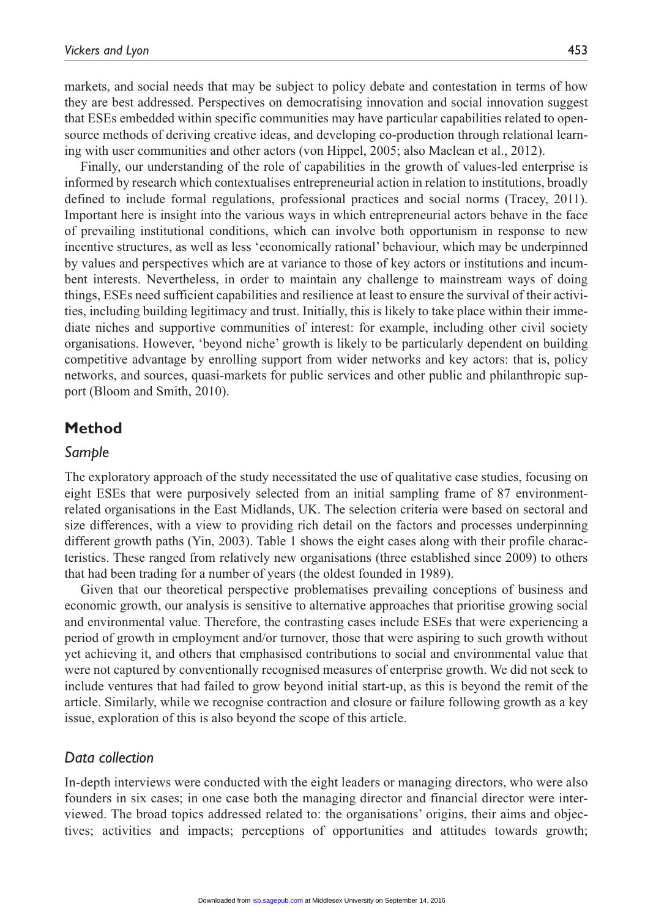markets, and social needs that may be subject to policy debate and contestation in terms of how they are best addressed. Perspectives on democratising innovation and social innovation suggest that ESEs embedded within specific communities may have particular capabilities related to open-source methods of deriving creative ideas, and developing co-production through relational learning with user communities and other actors (von Hippel, 2005; also Maclean et al., 2012).

Finally, our understanding of the role of capabilities in the growth of values-led enterprise is informed by research which contextualises entrepreneurial action in relation to institutions, broadly defined to include formal regulations, professional practices and social norms (Tracey, 2011). Important here is insight into the various ways in which entrepreneurial actors behave in the face of prevailing institutional conditions, which can involve both opportunism in response to new incentive structures, as well as less 'economically rational' behaviour, which may be underpinned by values and perspectives which are at variance to those of key actors or institutions and incumbent interests. Nevertheless, in order to maintain any challenge to mainstream ways of doing things, ESEs need sufficient capabilities and resilience at least to ensure the survival of their activities, including building legitimacy and trust. Initially, this is likely to take place within their immediate niches and supportive communities of interest: for example, including other civil society organisations. However, 'beyond niche' growth is likely to be particularly dependent on building competitive advantage by enrolling support from wider networks and key actors: that is, policy networks, and sources, quasi-markets for public services and other public and philanthropic support (Bloom and Smith, 2010).

## Method

### *Sample*

The exploratory approach of the study necessitated the use of qualitative case studies, focusing on eight ESEs that were purposively selected from an initial sampling frame of 87 environment-related organisations in the East Midlands, UK. The selection criteria were based on sectoral and size differences, with a view to providing rich detail on the factors and processes underpinning different growth paths (Yin, 2003). Table 1 shows the eight cases along with their profile characteristics. These ranged from relatively new organisations (three established since 2009) to others that had been trading for a number of years (the oldest founded in 1989).

Given that our theoretical perspective problematises prevailing conceptions of business and economic growth, our analysis is sensitive to alternative approaches that prioritise growing social and environmental value. Therefore, the contrasting cases include ESEs that were experiencing a period of growth in employment and/or turnover, those that were aspiring to such growth without yet achieving it, and others that emphasised contributions to social and environmental value that were not captured by conventionally recognised measures of enterprise growth. We did not seek to include ventures that had failed to grow beyond initial start-up, as this is beyond the remit of the article. Similarly, while we recognise contraction and closure or failure following growth as a key issue, exploration of this is also beyond the scope of this article.

### *Data collection*

In-depth interviews were conducted with the eight leaders or managing directors, who were also founders in six cases; in one case both the managing director and financial director were interviewed. The broad topics addressed related to: the organisations' origins, their aims and objectives; activities and impacts; perceptions of opportunities and attitudes towards growth;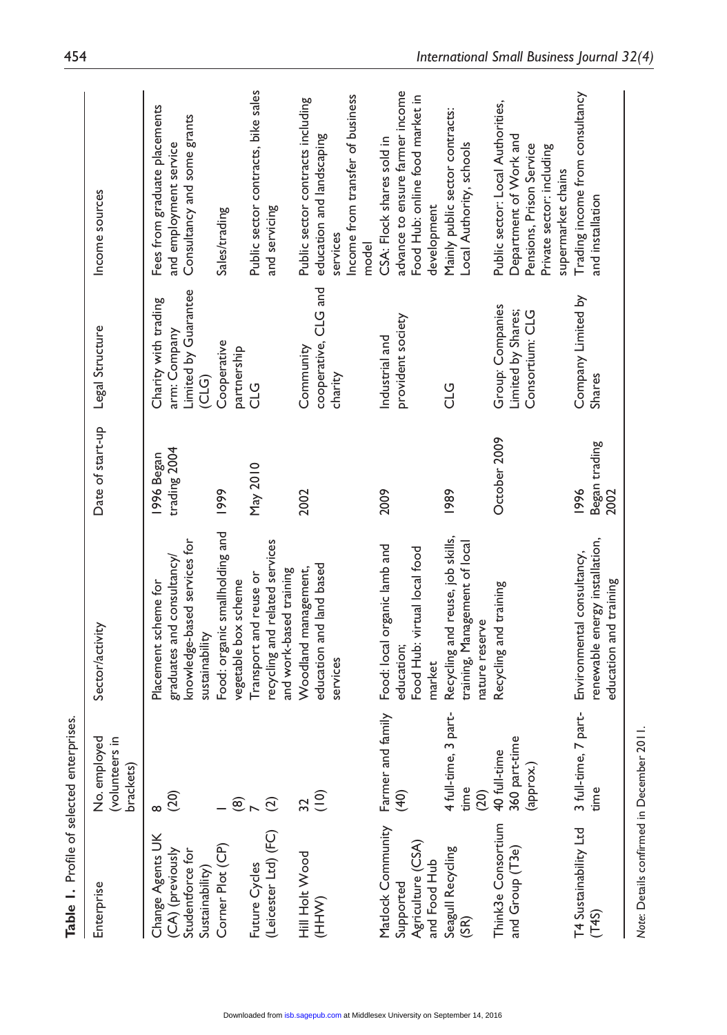**Table 1.** Profile of selected enterprises.

| Enterprise | No. employed (volunteers in brackets) | Sector/activity | Date of start-up | Legal Structure | Income sources |
|---|---|---|---|---|---|
| Change Agents UK (CA) (previously Studentforce for Sustainability) | 8 (20) | Placement scheme for graduates and consultancy/knowledge-based services for sustainability | 1996 Began trading 2004 | Charity with trading arm: Company Limited by Guarantee (CLG) | Fees from graduate placements and employment service Consultancy and some grants |
| Corner Plot (CP) | 1 (8) | Food: organic smallholding and vegetable box scheme | 1999 | Cooperative partnership | Sales/trading |
| Future Cycles (Leicester Ltd) (FC) | 7 (2) | Transport and reuse or recycling and related services and work-based training | May 2010 | CLG | Public sector contracts, bike sales and servicing |
| Hill Holt Wood (HHW) | 32 (10) | Woodland management, education and land based services | 2002 | Community cooperative, CLG and charity | Public sector contracts including education and landscaping services Income from transfer of business model |
| Matlock Community Supported Agriculture (CSA) and Food Hub | Farmer and family (40) | Food: local organic lamb and education; Food Hub: virtual local food market | 2009 | Industrial and provident society | CSA: Flock shares sold in advance to ensure farmer income Food Hub: online food market in development |
| Seagull Recycling (SR) | 4 full-time, 3 part-time (20) | Recycling and reuse, job skills, training, Management of local nature reserve | 1989 | CLG | Mainly public sector contracts: Local Authority, schools |
| Think3e Consortium and Group (T3e) | 40 full-time 360 part-time (approx.) | Recycling and training | October 2009 | Group: Companies Limited by Shares; Consortium: CLG | Public sector: Local Authorities, Department of Work and Pensions, Prison Service Private sector: including supermarket chains |
| T4 Sustainability Ltd (T4S) | 3 full-time, 7 part-time | Environmental consultancy, renewable energy installation, education and training | 1996 Began trading 2002 | Company Limited by Shares | Trading income from consultancy and installation |

*Note:* Details confirmed in December 2011.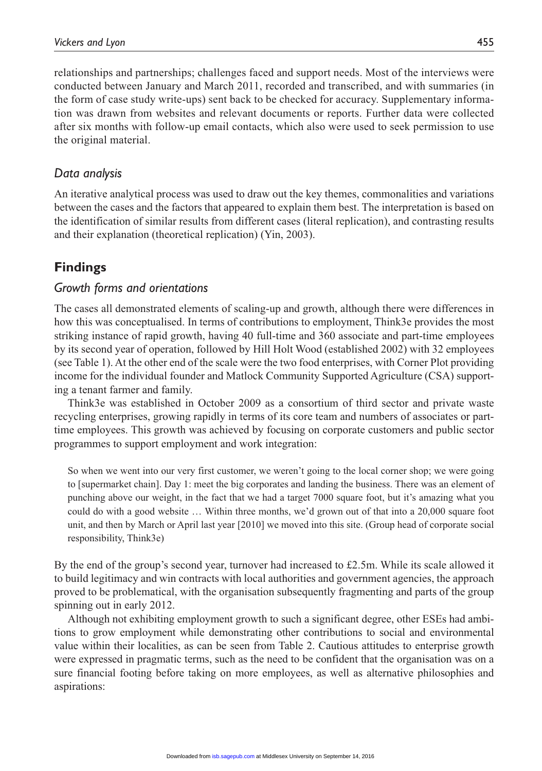relationships and partnerships; challenges faced and support needs. Most of the interviews were conducted between January and March 2011, recorded and transcribed, and with summaries (in the form of case study write-ups) sent back to be checked for accuracy. Supplementary information was drawn from websites and relevant documents or reports. Further data were collected after six months with follow-up email contacts, which also were used to seek permission to use the original material.

### *Data analysis*

An iterative analytical process was used to draw out the key themes, commonalities and variations between the cases and the factors that appeared to explain them best. The interpretation is based on the identification of similar results from different cases (literal replication), and contrasting results and their explanation (theoretical replication) (Yin, 2003).

## Findings

### *Growth forms and orientations*

The cases all demonstrated elements of scaling-up and growth, although there were differences in how this was conceptualised. In terms of contributions to employment, Think3e provides the most striking instance of rapid growth, having 40 full-time and 360 associate and part-time employees by its second year of operation, followed by Hill Holt Wood (established 2002) with 32 employees (see Table 1). At the other end of the scale were the two food enterprises, with Corner Plot providing income for the individual founder and Matlock Community Supported Agriculture (CSA) supporting a tenant farmer and family.

Think3e was established in October 2009 as a consortium of third sector and private waste recycling enterprises, growing rapidly in terms of its core team and numbers of associates or part-time employees. This growth was achieved by focusing on corporate customers and public sector programmes to support employment and work integration:

> So when we went into our very first customer, we weren't going to the local corner shop; we were going to [supermarket chain]. Day 1: meet the big corporates and landing the business. There was an element of punching above our weight, in the fact that we had a target 7000 square foot, but it's amazing what you could do with a good website … Within three months, we'd grown out of that into a 20,000 square foot unit, and then by March or April last year [2010] we moved into this site. (Group head of corporate social responsibility, Think3e)

By the end of the group's second year, turnover had increased to £2.5m. While its scale allowed it to build legitimacy and win contracts with local authorities and government agencies, the approach proved to be problematical, with the organisation subsequently fragmenting and parts of the group spinning out in early 2012.

Although not exhibiting employment growth to such a significant degree, other ESEs had ambitions to grow employment while demonstrating other contributions to social and environmental value within their localities, as can be seen from Table 2. Cautious attitudes to enterprise growth were expressed in pragmatic terms, such as the need to be confident that the organisation was on a sure financial footing before taking on more employees, as well as alternative philosophies and aspirations: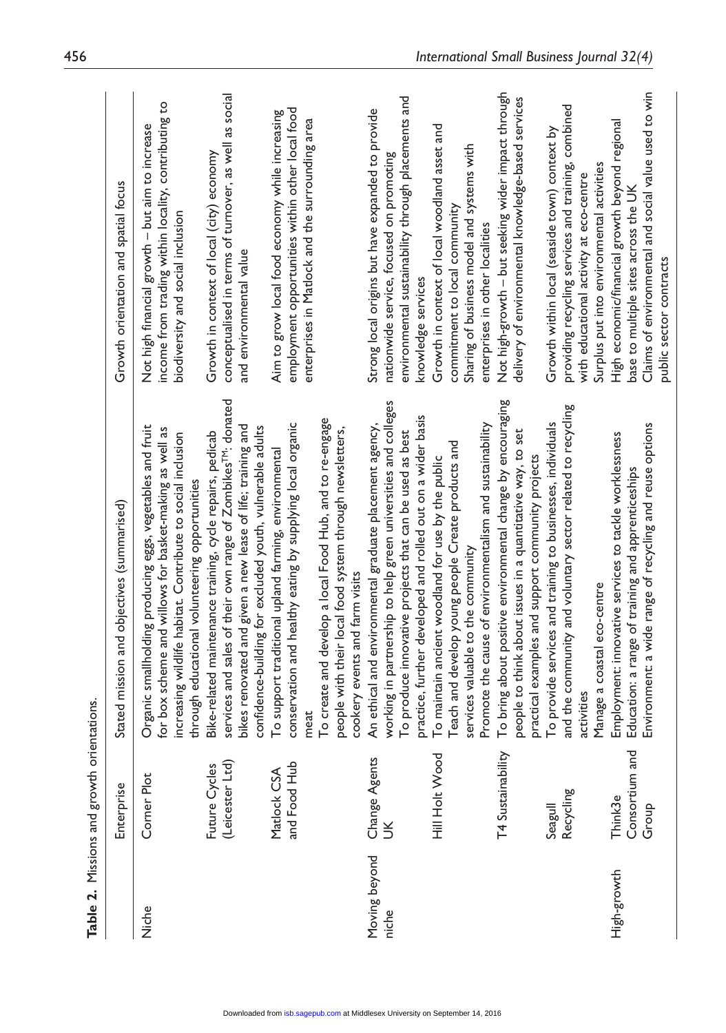**Table 2.** Missions and growth orientations.

| | Enterprise | Stated mission and objectives (summarised) | Growth orientation and spatial focus |
|---|---|---|---|
| Niche | Corner Plot | Organic smallholding producing eggs, vegetables and fruit for box scheme and willows for basket-making as well as increasing wildlife habitat. Contribute to social inclusion through educational volunteering opportunities | Not high financial growth – but aim to increase income from trading within locality, contributing to biodiversity and social inclusion |
| | Future Cycles (Leicester Ltd) | Bike-related maintenance training, cycle repairs, pedicab services and sales of their own range of Zombikes™: donated bikes renovated and given a new lease of life; training and confidence-building for excluded youth, vulnerable adults | Growth in context of local (city) economy conceptualised in terms of turnover, as well as social and environmental value |
| | Matlock CSA and Food Hub | To support traditional upland farming, environmental conservation and healthy eating by supplying local organic meat<br>To create and develop a local Food Hub, and to re-engage people with their local food system through newsletters, cookery events and farm visits | Aim to grow local food economy while increasing employment opportunities within other local food enterprises in Matlock and the surrounding area |
| Moving beyond niche | Change Agents UK | An ethical and environmental graduate placement agency, working in partnership to help green universities and colleges<br>To produce innovative projects that can be used as best practice, further developed and rolled out on a wider basis | Strong local origins but have expanded to provide nationwide service, focused on promoting environmental sustainability through placements and knowledge services |
| | Hill Holt Wood | To maintain ancient woodland for use by the public<br>Teach and develop young people Create products and services valuable to the community<br>Promote the cause of environmentalism and sustainability | Growth in context of local woodland asset and commitment to local community<br>Sharing of business model and systems with enterprises in other localities |
| | T4 Sustainability | To bring about positive environmental change by encouraging people to think about issues in a quantitative way, to set practical examples and support community projects | Not high-growth – but seeking wider impact through delivery of environmental knowledge-based services |
| | Seagull Recycling | To provide services and training to businesses, individuals and the community and voluntary sector related to recycling activities<br>Manage a coastal eco-centre | Growth within local (seaside town) context by providing recycling services and training, combined with educational activity at eco-centre<br>Surplus put into environmental activities |
| High-growth | Think3e Consortium and Group | Employment: innovative services to tackle worklessness<br>Education: a range of training and apprenticeships<br>Environment: a wide range of recycling and reuse options | High economic/financial growth beyond regional base to multiple sites across the UK<br>Claims of environmental and social value used to win public sector contracts |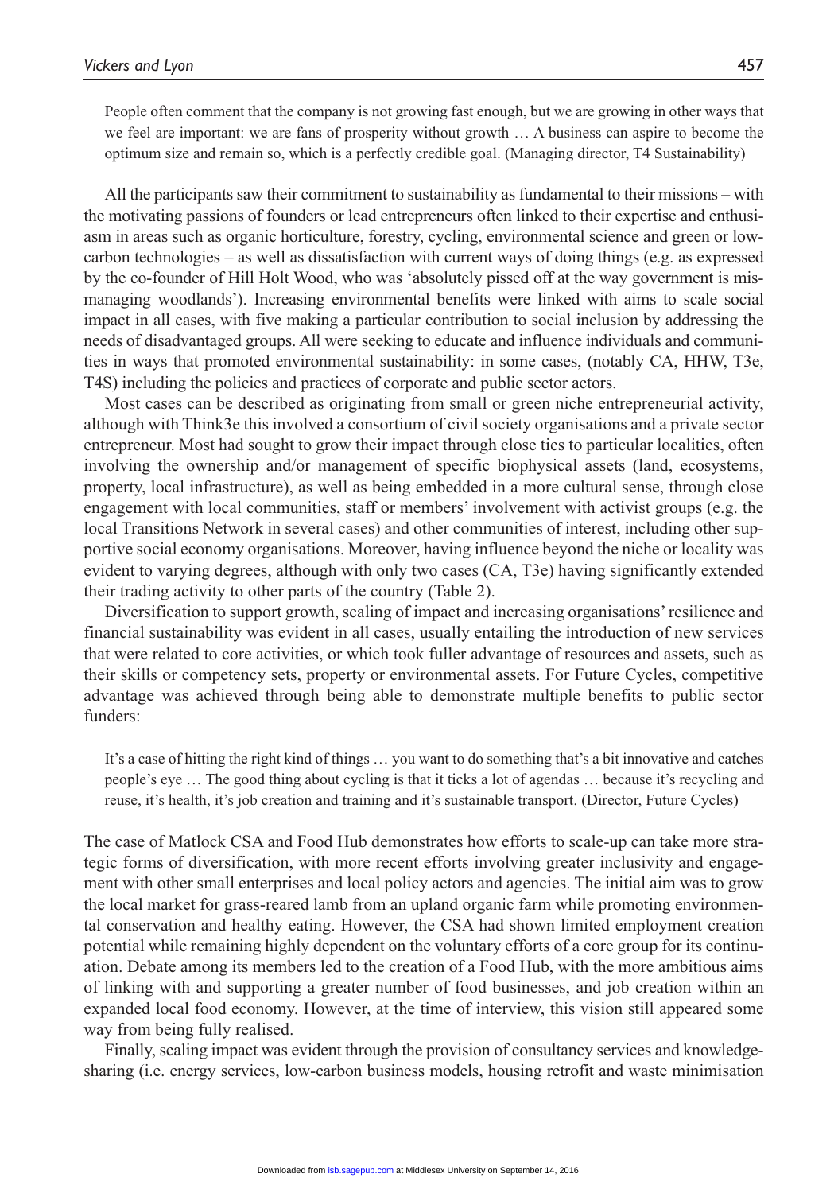People often comment that the company is not growing fast enough, but we are growing in other ways that we feel are important: we are fans of prosperity without growth … A business can aspire to become the optimum size and remain so, which is a perfectly credible goal. (Managing director, T4 Sustainability)

All the participants saw their commitment to sustainability as fundamental to their missions – with the motivating passions of founders or lead entrepreneurs often linked to their expertise and enthusiasm in areas such as organic horticulture, forestry, cycling, environmental science and green or low-carbon technologies – as well as dissatisfaction with current ways of doing things (e.g. as expressed by the co-founder of Hill Holt Wood, who was 'absolutely pissed off at the way government is mismanaging woodlands'). Increasing environmental benefits were linked with aims to scale social impact in all cases, with five making a particular contribution to social inclusion by addressing the needs of disadvantaged groups. All were seeking to educate and influence individuals and communities in ways that promoted environmental sustainability: in some cases, (notably CA, HHW, T3e, T4S) including the policies and practices of corporate and public sector actors.

Most cases can be described as originating from small or green niche entrepreneurial activity, although with Think3e this involved a consortium of civil society organisations and a private sector entrepreneur. Most had sought to grow their impact through close ties to particular localities, often involving the ownership and/or management of specific biophysical assets (land, ecosystems, property, local infrastructure), as well as being embedded in a more cultural sense, through close engagement with local communities, staff or members' involvement with activist groups (e.g. the local Transitions Network in several cases) and other communities of interest, including other supportive social economy organisations. Moreover, having influence beyond the niche or locality was evident to varying degrees, although with only two cases (CA, T3e) having significantly extended their trading activity to other parts of the country (Table 2).

Diversification to support growth, scaling of impact and increasing organisations' resilience and financial sustainability was evident in all cases, usually entailing the introduction of new services that were related to core activities, or which took fuller advantage of resources and assets, such as their skills or competency sets, property or environmental assets. For Future Cycles, competitive advantage was achieved through being able to demonstrate multiple benefits to public sector funders:

It's a case of hitting the right kind of things … you want to do something that's a bit innovative and catches people's eye … The good thing about cycling is that it ticks a lot of agendas … because it's recycling and reuse, it's health, it's job creation and training and it's sustainable transport. (Director, Future Cycles)

The case of Matlock CSA and Food Hub demonstrates how efforts to scale-up can take more strategic forms of diversification, with more recent efforts involving greater inclusivity and engagement with other small enterprises and local policy actors and agencies. The initial aim was to grow the local market for grass-reared lamb from an upland organic farm while promoting environmental conservation and healthy eating. However, the CSA had shown limited employment creation potential while remaining highly dependent on the voluntary efforts of a core group for its continuation. Debate among its members led to the creation of a Food Hub, with the more ambitious aims of linking with and supporting a greater number of food businesses, and job creation within an expanded local food economy. However, at the time of interview, this vision still appeared some way from being fully realised.

Finally, scaling impact was evident through the provision of consultancy services and knowledge-sharing (i.e. energy services, low-carbon business models, housing retrofit and waste minimisation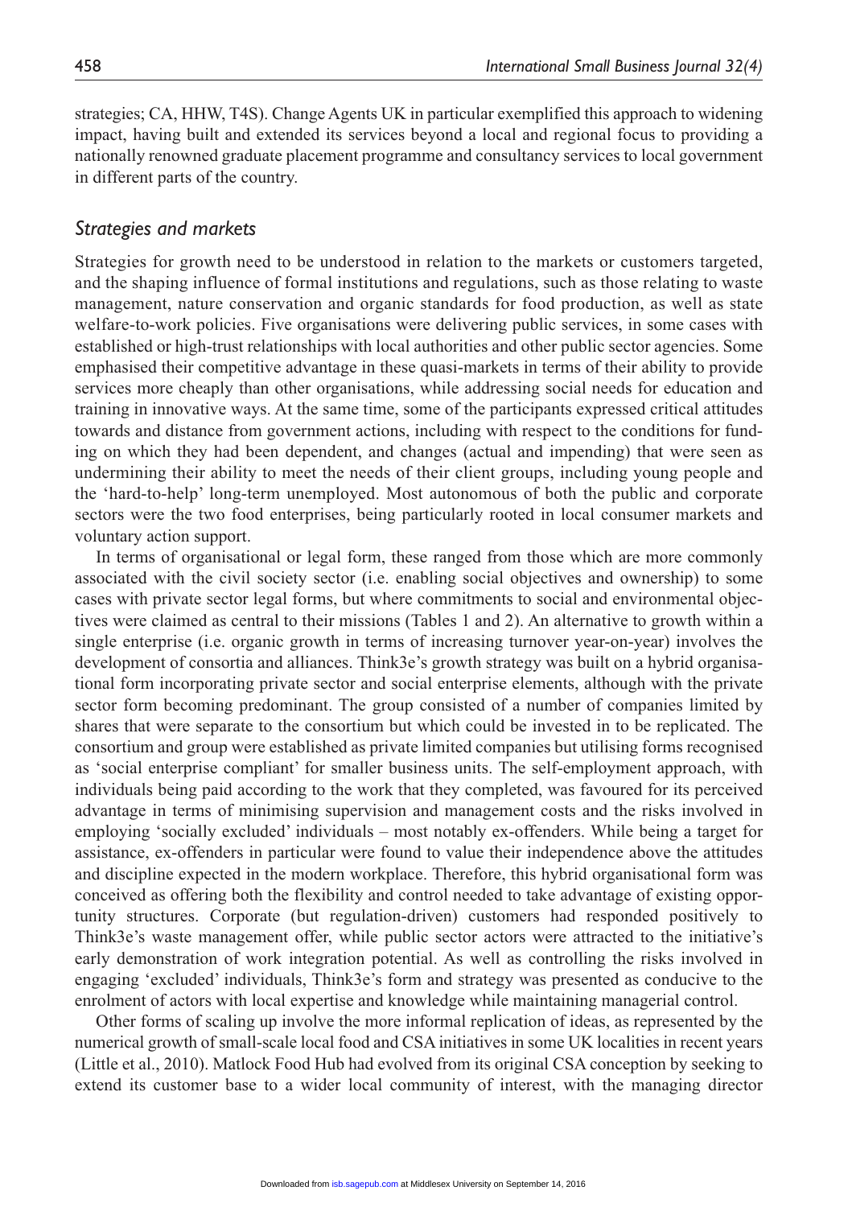strategies; CA, HHW, T4S). Change Agents UK in particular exemplified this approach to widening impact, having built and extended its services beyond a local and regional focus to providing a nationally renowned graduate placement programme and consultancy services to local government in different parts of the country.

### *Strategies and markets*

Strategies for growth need to be understood in relation to the markets or customers targeted, and the shaping influence of formal institutions and regulations, such as those relating to waste management, nature conservation and organic standards for food production, as well as state welfare-to-work policies. Five organisations were delivering public services, in some cases with established or high-trust relationships with local authorities and other public sector agencies. Some emphasised their competitive advantage in these quasi-markets in terms of their ability to provide services more cheaply than other organisations, while addressing social needs for education and training in innovative ways. At the same time, some of the participants expressed critical attitudes towards and distance from government actions, including with respect to the conditions for funding on which they had been dependent, and changes (actual and impending) that were seen as undermining their ability to meet the needs of their client groups, including young people and the 'hard-to-help' long-term unemployed. Most autonomous of both the public and corporate sectors were the two food enterprises, being particularly rooted in local consumer markets and voluntary action support.

In terms of organisational or legal form, these ranged from those which are more commonly associated with the civil society sector (i.e. enabling social objectives and ownership) to some cases with private sector legal forms, but where commitments to social and environmental objectives were claimed as central to their missions (Tables 1 and 2). An alternative to growth within a single enterprise (i.e. organic growth in terms of increasing turnover year-on-year) involves the development of consortia and alliances. Think3e's growth strategy was built on a hybrid organisational form incorporating private sector and social enterprise elements, although with the private sector form becoming predominant. The group consisted of a number of companies limited by shares that were separate to the consortium but which could be invested in to be replicated. The consortium and group were established as private limited companies but utilising forms recognised as 'social enterprise compliant' for smaller business units. The self-employment approach, with individuals being paid according to the work that they completed, was favoured for its perceived advantage in terms of minimising supervision and management costs and the risks involved in employing 'socially excluded' individuals – most notably ex-offenders. While being a target for assistance, ex-offenders in particular were found to value their independence above the attitudes and discipline expected in the modern workplace. Therefore, this hybrid organisational form was conceived as offering both the flexibility and control needed to take advantage of existing opportunity structures. Corporate (but regulation-driven) customers had responded positively to Think3e's waste management offer, while public sector actors were attracted to the initiative's early demonstration of work integration potential. As well as controlling the risks involved in engaging 'excluded' individuals, Think3e's form and strategy was presented as conducive to the enrolment of actors with local expertise and knowledge while maintaining managerial control.

Other forms of scaling up involve the more informal replication of ideas, as represented by the numerical growth of small-scale local food and CSA initiatives in some UK localities in recent years (Little et al., 2010). Matlock Food Hub had evolved from its original CSA conception by seeking to extend its customer base to a wider local community of interest, with the managing director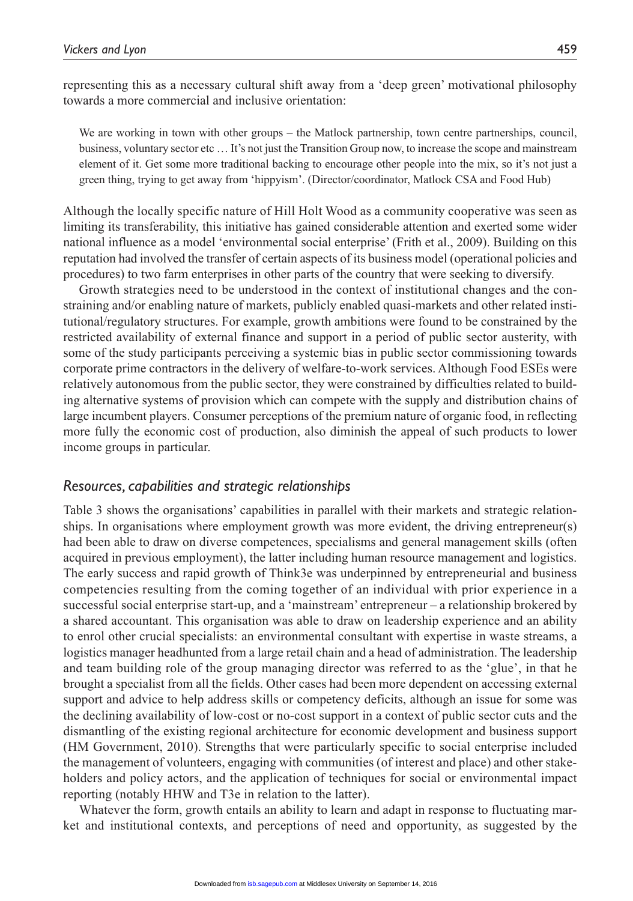representing this as a necessary cultural shift away from a 'deep green' motivational philosophy towards a more commercial and inclusive orientation:

> We are working in town with other groups – the Matlock partnership, town centre partnerships, council, business, voluntary sector etc … It's not just the Transition Group now, to increase the scope and mainstream element of it. Get some more traditional backing to encourage other people into the mix, so it's not just a green thing, trying to get away from 'hippyism'. (Director/coordinator, Matlock CSA and Food Hub)

Although the locally specific nature of Hill Holt Wood as a community cooperative was seen as limiting its transferability, this initiative has gained considerable attention and exerted some wider national influence as a model 'environmental social enterprise' (Frith et al., 2009). Building on this reputation had involved the transfer of certain aspects of its business model (operational policies and procedures) to two farm enterprises in other parts of the country that were seeking to diversify.

Growth strategies need to be understood in the context of institutional changes and the constraining and/or enabling nature of markets, publicly enabled quasi-markets and other related institutional/regulatory structures. For example, growth ambitions were found to be constrained by the restricted availability of external finance and support in a period of public sector austerity, with some of the study participants perceiving a systemic bias in public sector commissioning towards corporate prime contractors in the delivery of welfare-to-work services. Although Food ESEs were relatively autonomous from the public sector, they were constrained by difficulties related to building alternative systems of provision which can compete with the supply and distribution chains of large incumbent players. Consumer perceptions of the premium nature of organic food, in reflecting more fully the economic cost of production, also diminish the appeal of such products to lower income groups in particular.

### *Resources, capabilities and strategic relationships*

Table 3 shows the organisations' capabilities in parallel with their markets and strategic relationships. In organisations where employment growth was more evident, the driving entrepreneur(s) had been able to draw on diverse competences, specialisms and general management skills (often acquired in previous employment), the latter including human resource management and logistics. The early success and rapid growth of Think3e was underpinned by entrepreneurial and business competencies resulting from the coming together of an individual with prior experience in a successful social enterprise start-up, and a 'mainstream' entrepreneur – a relationship brokered by a shared accountant. This organisation was able to draw on leadership experience and an ability to enrol other crucial specialists: an environmental consultant with expertise in waste streams, a logistics manager headhunted from a large retail chain and a head of administration. The leadership and team building role of the group managing director was referred to as the 'glue', in that he brought a specialist from all the fields. Other cases had been more dependent on accessing external support and advice to help address skills or competency deficits, although an issue for some was the declining availability of low-cost or no-cost support in a context of public sector cuts and the dismantling of the existing regional architecture for economic development and business support (HM Government, 2010). Strengths that were particularly specific to social enterprise included the management of volunteers, engaging with communities (of interest and place) and other stakeholders and policy actors, and the application of techniques for social or environmental impact reporting (notably HHW and T3e in relation to the latter).

Whatever the form, growth entails an ability to learn and adapt in response to fluctuating market and institutional contexts, and perceptions of need and opportunity, as suggested by the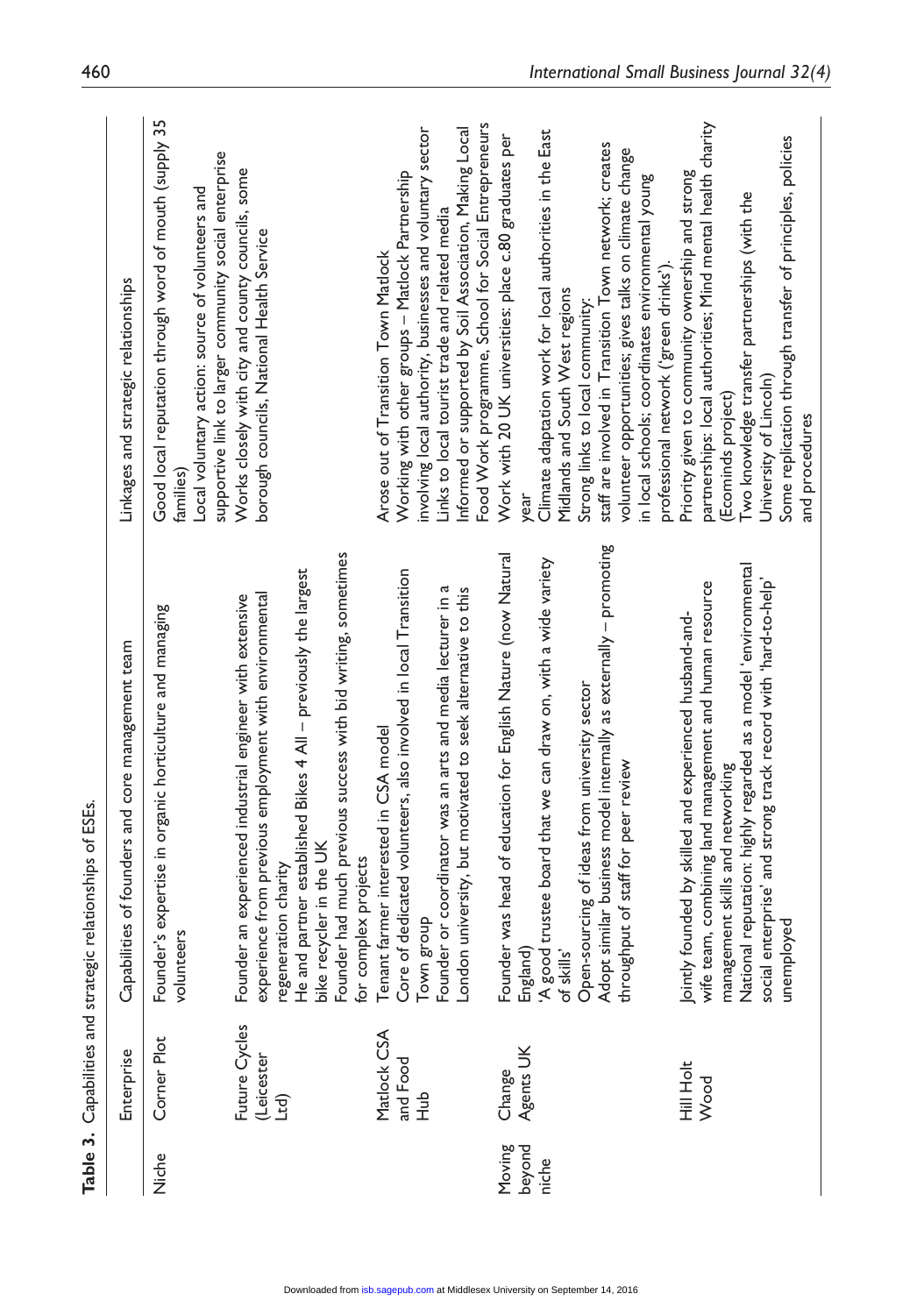**Table 3.** Capabilities and strategic relationships of ESEs.

| | Enterprise | Capabilities of founders and core management team | Linkages and strategic relationships |
|---|---|---|---|
| Niche | Corner Plot | Founder's expertise in organic horticulture and managing volunteers | Good local reputation through word of mouth (supply 35 families)<br>Local voluntary action: source of volunteers and supportive link to larger community social enterprise |
| | Future Cycles (Leicester Ltd) | Founder an experienced industrial engineer with extensive experience from previous employment with environmental regeneration charity<br>He and partner established Bikes 4 All – previously the largest bike recycler in the UK<br>Founder had much previous success with bid writing, sometimes for complex projects | Works closely with city and county councils, some borough councils, National Health Service |
| | Matlock CSA and Food Hub | Tenant farmer interested in CSA model<br>Core of dedicated volunteers, also involved in local Transition Town group<br>Founder or coordinator was an arts and media lecturer in a London university, but motivated to seek alternative to this | Arose out of Transition Town Matlock<br>Working with other groups – Matlock Partnership involving local authority, businesses and voluntary sector<br>Links to local tourist trade and related media<br>Informed or supported by Soil Association, Making Local Food Work programme, School for Social Entrepreneurs |
| Moving beyond niche | Change Agents UK | Founder was head of education for English Nature (now Natural England)<br>'A good trustee board that we can draw on, with a wide variety of skills'<br>Open-sourcing of ideas from university sector<br>Adopt similar business model internally as externally – promoting throughput of staff for peer review | Work with 20 UK universities: place c.80 graduates per year<br>Climate adaptation work for local authorities in the East Midlands and South West regions<br>Strong links to local community:<br>staff are involved in Transition Town network; creates volunteer opportunities; gives talks on climate change in local schools; coordinates environmental young professional network ('green drinks'). |
| | Hill Holt Wood | Jointly founded by skilled and experienced husband-and-wife team, combining land management and human resource management skills and networking<br>National reputation: highly regarded as a model 'environmental social enterprise' and strong track record with 'hard-to-help' unemployed | Priority given to community ownership and strong partnerships: local authorities; Mind mental health charity (Ecominds project)<br>Two knowledge transfer partnerships (with the University of Lincoln)<br>Some replication through transfer of principles, policies and procedures |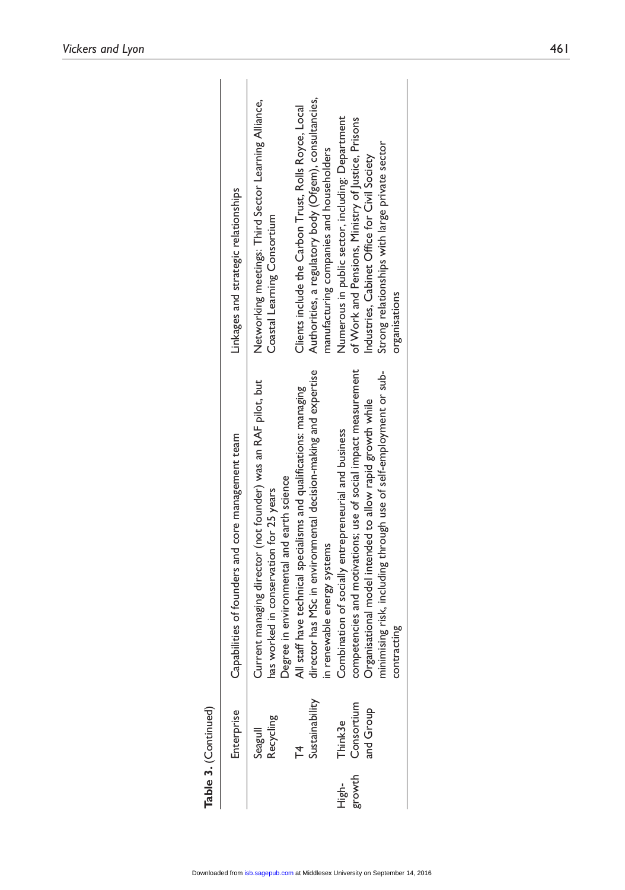**Table 3.** (Continued)

| | Enterprise | Capabilities of founders and core management team | Linkages and strategic relationships |
|---|---|---|---|
| | Seagull Recycling | Current managing director (not founder) was an RAF pilot, but has worked in conservation for 25 years<br>Degree in environmental and earth science | Networking meetings: Third Sector Learning Alliance, Coastal Learning Consortium |
| | T4 Sustainability | All staff have technical specialisms and qualifications: managing director has MSc in environmental decision-making and expertise in renewable energy systems | Clients include the Carbon Trust, Rolls Royce, Local Authorities, a regulatory body (Ofgem), consultancies, manufacturing companies and householders |
| High-growth | Think3e Consortium and Group | Combination of socially entrepreneurial and business competencies and motivations; use of social impact measurement<br>Organisational model intended to allow rapid growth while minimising risk, including through use of self-employment or sub-contracting | Numerous in public sector, including: Department of Work and Pensions, Ministry of Justice, Prisons Industries, Cabinet Office for Civil Society<br>Strong relationships with large private sector organisations |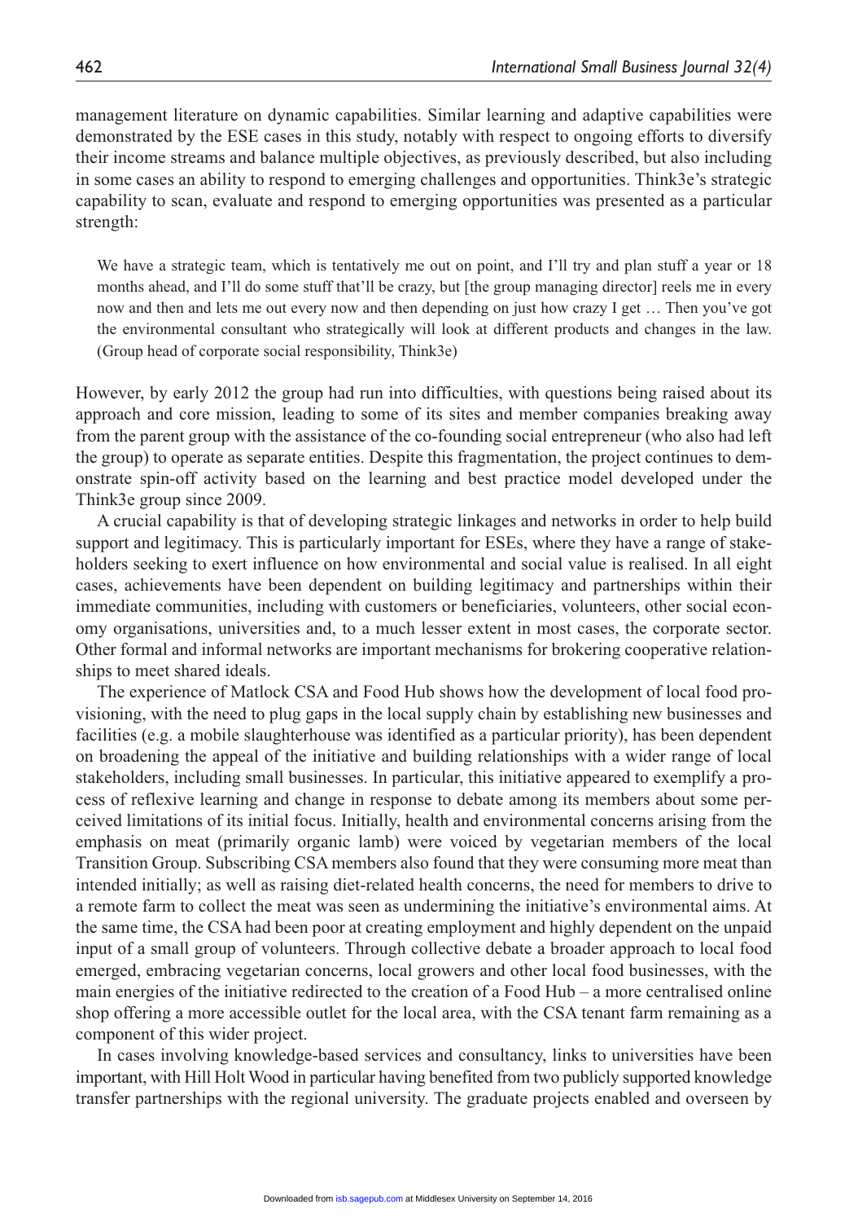management literature on dynamic capabilities. Similar learning and adaptive capabilities were demonstrated by the ESE cases in this study, notably with respect to ongoing efforts to diversify their income streams and balance multiple objectives, as previously described, but also including in some cases an ability to respond to emerging challenges and opportunities. Think3e's strategic capability to scan, evaluate and respond to emerging opportunities was presented as a particular strength:

> We have a strategic team, which is tentatively me out on point, and I'll try and plan stuff a year or 18 months ahead, and I'll do some stuff that'll be crazy, but [the group managing director] reels me in every now and then and lets me out every now and then depending on just how crazy I get … Then you've got the environmental consultant who strategically will look at different products and changes in the law. (Group head of corporate social responsibility, Think3e)

However, by early 2012 the group had run into difficulties, with questions being raised about its approach and core mission, leading to some of its sites and member companies breaking away from the parent group with the assistance of the co-founding social entrepreneur (who also had left the group) to operate as separate entities. Despite this fragmentation, the project continues to demonstrate spin-off activity based on the learning and best practice model developed under the Think3e group since 2009.

A crucial capability is that of developing strategic linkages and networks in order to help build support and legitimacy. This is particularly important for ESEs, where they have a range of stakeholders seeking to exert influence on how environmental and social value is realised. In all eight cases, achievements have been dependent on building legitimacy and partnerships within their immediate communities, including with customers or beneficiaries, volunteers, other social economy organisations, universities and, to a much lesser extent in most cases, the corporate sector. Other formal and informal networks are important mechanisms for brokering cooperative relationships to meet shared ideals.

The experience of Matlock CSA and Food Hub shows how the development of local food provisioning, with the need to plug gaps in the local supply chain by establishing new businesses and facilities (e.g. a mobile slaughterhouse was identified as a particular priority), has been dependent on broadening the appeal of the initiative and building relationships with a wider range of local stakeholders, including small businesses. In particular, this initiative appeared to exemplify a process of reflexive learning and change in response to debate among its members about some perceived limitations of its initial focus. Initially, health and environmental concerns arising from the emphasis on meat (primarily organic lamb) were voiced by vegetarian members of the local Transition Group. Subscribing CSA members also found that they were consuming more meat than intended initially; as well as raising diet-related health concerns, the need for members to drive to a remote farm to collect the meat was seen as undermining the initiative's environmental aims. At the same time, the CSA had been poor at creating employment and highly dependent on the unpaid input of a small group of volunteers. Through collective debate a broader approach to local food emerged, embracing vegetarian concerns, local growers and other local food businesses, with the main energies of the initiative redirected to the creation of a Food Hub – a more centralised online shop offering a more accessible outlet for the local area, with the CSA tenant farm remaining as a component of this wider project.

In cases involving knowledge-based services and consultancy, links to universities have been important, with Hill Holt Wood in particular having benefited from two publicly supported knowledge transfer partnerships with the regional university. The graduate projects enabled and overseen by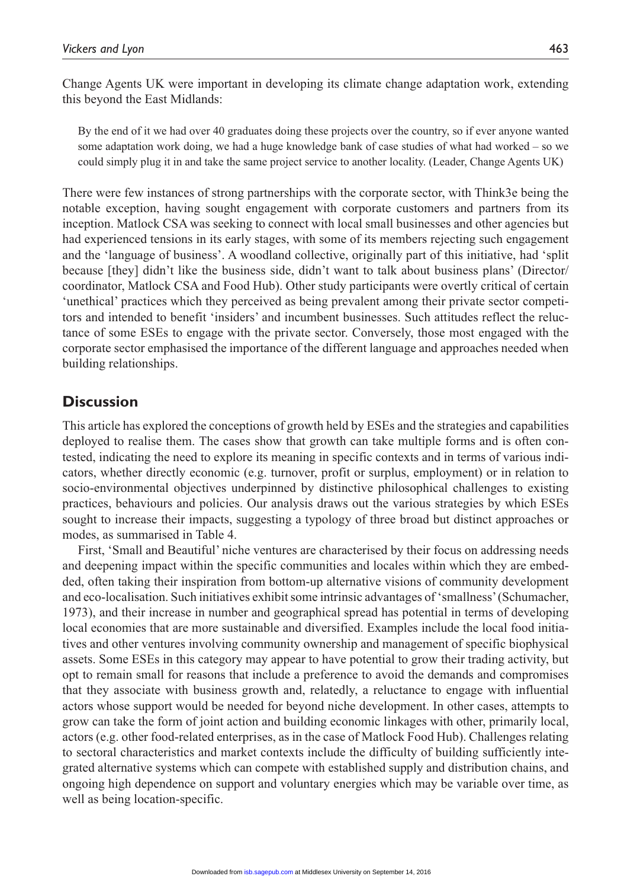Change Agents UK were important in developing its climate change adaptation work, extending this beyond the East Midlands:

> By the end of it we had over 40 graduates doing these projects over the country, so if ever anyone wanted some adaptation work doing, we had a huge knowledge bank of case studies of what had worked – so we could simply plug it in and take the same project service to another locality. (Leader, Change Agents UK)

There were few instances of strong partnerships with the corporate sector, with Think3e being the notable exception, having sought engagement with corporate customers and partners from its inception. Matlock CSA was seeking to connect with local small businesses and other agencies but had experienced tensions in its early stages, with some of its members rejecting such engagement and the 'language of business'. A woodland collective, originally part of this initiative, had 'split because [they] didn't like the business side, didn't want to talk about business plans' (Director/coordinator, Matlock CSA and Food Hub). Other study participants were overtly critical of certain 'unethical' practices which they perceived as being prevalent among their private sector competitors and intended to benefit 'insiders' and incumbent businesses. Such attitudes reflect the reluctance of some ESEs to engage with the private sector. Conversely, those most engaged with the corporate sector emphasised the importance of the different language and approaches needed when building relationships.

## Discussion

This article has explored the conceptions of growth held by ESEs and the strategies and capabilities deployed to realise them. The cases show that growth can take multiple forms and is often contested, indicating the need to explore its meaning in specific contexts and in terms of various indicators, whether directly economic (e.g. turnover, profit or surplus, employment) or in relation to socio-environmental objectives underpinned by distinctive philosophical challenges to existing practices, behaviours and policies. Our analysis draws out the various strategies by which ESEs sought to increase their impacts, suggesting a typology of three broad but distinct approaches or modes, as summarised in Table 4.

First, 'Small and Beautiful' niche ventures are characterised by their focus on addressing needs and deepening impact within the specific communities and locales within which they are embedded, often taking their inspiration from bottom-up alternative visions of community development and eco-localisation. Such initiatives exhibit some intrinsic advantages of 'smallness' (Schumacher, 1973), and their increase in number and geographical spread has potential in terms of developing local economies that are more sustainable and diversified. Examples include the local food initiatives and other ventures involving community ownership and management of specific biophysical assets. Some ESEs in this category may appear to have potential to grow their trading activity, but opt to remain small for reasons that include a preference to avoid the demands and compromises that they associate with business growth and, relatedly, a reluctance to engage with influential actors whose support would be needed for beyond niche development. In other cases, attempts to grow can take the form of joint action and building economic linkages with other, primarily local, actors (e.g. other food-related enterprises, as in the case of Matlock Food Hub). Challenges relating to sectoral characteristics and market contexts include the difficulty of building sufficiently integrated alternative systems which can compete with established supply and distribution chains, and ongoing high dependence on support and voluntary energies which may be variable over time, as well as being location-specific.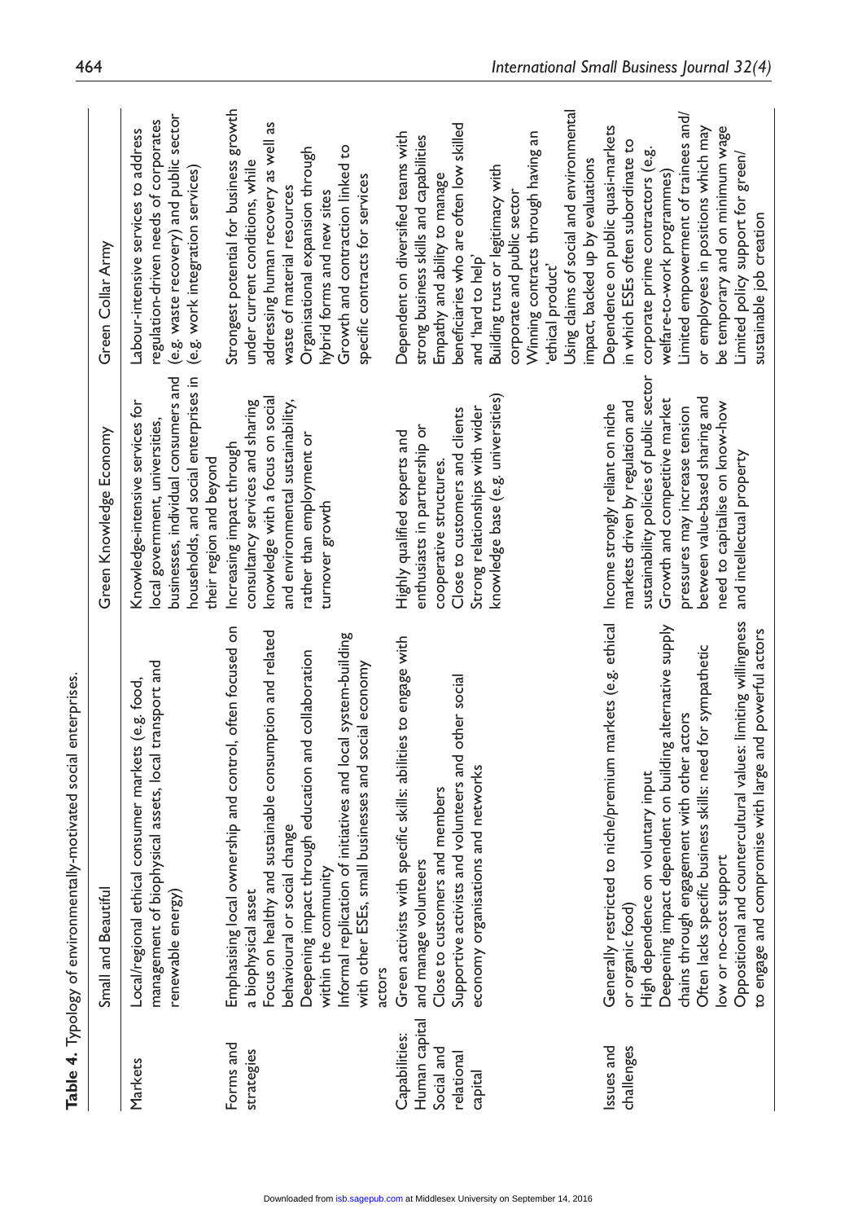**Table 4.** Typology of environmentally-motivated social enterprises.

| | Small and Beautiful | Green Knowledge Economy | Green Collar Army |
|---|---|---|---|
| Markets | Local/regional ethical consumer markets (e.g. food, management of biophysical assets, local transport and renewable energy) | Knowledge-intensive services for local government, universities, businesses, individual consumers and households, and social enterprises in their region and beyond | Labour-intensive services to address regulation-driven needs of corporates (e.g. waste recovery) and public sector (e.g. work integration services) |
| Forms and strategies | Emphasising local ownership and control, often focused on a biophysical asset<br>Focus on healthy and sustainable consumption and related behavioural or social change<br>Deepening impact through education and collaboration within the community<br>Informal replication of initiatives and local system-building with other ESEs, small businesses and social economy actors | Increasing impact through consultancy services and sharing knowledge with a focus on social and environmental sustainability, rather than employment or turnover growth | Strongest potential for business growth under current conditions, while addressing human recovery as well as waste of material resources<br>Organisational expansion through hybrid forms and new sites<br>Growth and contraction linked to specific contracts for services |
| Capabilities: Human capital Social and relational capital | Green activists with specific skills: abilities to engage with and manage volunteers<br>Close to customers and members<br>Supportive activists and volunteers and other social economy organisations and networks | Highly qualified experts and enthusiasts in partnership or cooperative structures.<br>Close to customers and clients<br>Strong relationships with wider knowledge base (e.g. universities) | Dependent on diversified teams with strong business skills and capabilities<br>Empathy and ability to manage beneficiaries who are often low skilled and 'hard to help'<br>Building trust or legitimacy with corporate and public sector<br>Winning contracts through having an 'ethical product'<br>Using claims of social and environmental impact, backed up by evaluations |
| Issues and challenges | Generally restricted to niche/premium markets (e.g. ethical or organic food)<br>High dependence on voluntary input<br>Deepening impact dependent on building alternative supply chains through engagement with other actors<br>Often lacks specific business skills: need for sympathetic low or no-cost support<br>Oppositional and countercultural values: limiting willingness to engage and compromise with large and powerful actors | Income strongly reliant on niche markets driven by regulation and sustainability policies of public sector<br>Growth and competitive market pressures may increase tension between value-based sharing and need to capitalise on know-how and intellectual property | Dependence on public quasi-markets in which ESEs often subordinate to corporate prime contractors (e.g. welfare-to-work programmes)<br>Limited empowerment of trainees and/or employees in positions which may be temporary and on minimum wage<br>Limited policy support for green/sustainable job creation |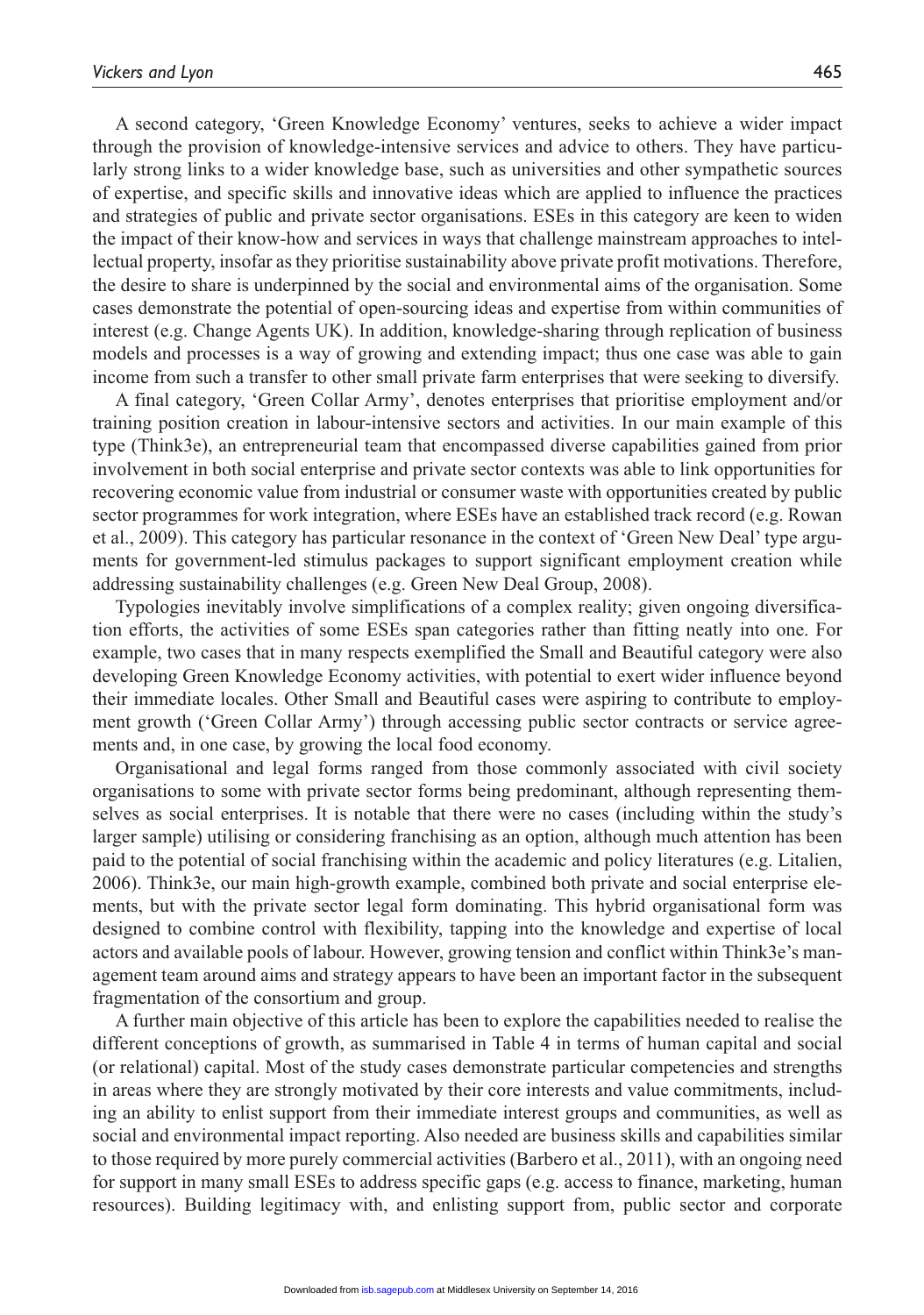A second category, 'Green Knowledge Economy' ventures, seeks to achieve a wider impact through the provision of knowledge-intensive services and advice to others. They have particularly strong links to a wider knowledge base, such as universities and other sympathetic sources of expertise, and specific skills and innovative ideas which are applied to influence the practices and strategies of public and private sector organisations. ESEs in this category are keen to widen the impact of their know-how and services in ways that challenge mainstream approaches to intellectual property, insofar as they prioritise sustainability above private profit motivations. Therefore, the desire to share is underpinned by the social and environmental aims of the organisation. Some cases demonstrate the potential of open-sourcing ideas and expertise from within communities of interest (e.g. Change Agents UK). In addition, knowledge-sharing through replication of business models and processes is a way of growing and extending impact; thus one case was able to gain income from such a transfer to other small private farm enterprises that were seeking to diversify.

A final category, 'Green Collar Army', denotes enterprises that prioritise employment and/or training position creation in labour-intensive sectors and activities. In our main example of this type (Think3e), an entrepreneurial team that encompassed diverse capabilities gained from prior involvement in both social enterprise and private sector contexts was able to link opportunities for recovering economic value from industrial or consumer waste with opportunities created by public sector programmes for work integration, where ESEs have an established track record (e.g. Rowan et al., 2009). This category has particular resonance in the context of 'Green New Deal' type arguments for government-led stimulus packages to support significant employment creation while addressing sustainability challenges (e.g. Green New Deal Group, 2008).

Typologies inevitably involve simplifications of a complex reality; given ongoing diversification efforts, the activities of some ESEs span categories rather than fitting neatly into one. For example, two cases that in many respects exemplified the Small and Beautiful category were also developing Green Knowledge Economy activities, with potential to exert wider influence beyond their immediate locales. Other Small and Beautiful cases were aspiring to contribute to employment growth ('Green Collar Army') through accessing public sector contracts or service agreements and, in one case, by growing the local food economy.

Organisational and legal forms ranged from those commonly associated with civil society organisations to some with private sector forms being predominant, although representing themselves as social enterprises. It is notable that there were no cases (including within the study's larger sample) utilising or considering franchising as an option, although much attention has been paid to the potential of social franchising within the academic and policy literatures (e.g. Litalien, 2006). Think3e, our main high-growth example, combined both private and social enterprise elements, but with the private sector legal form dominating. This hybrid organisational form was designed to combine control with flexibility, tapping into the knowledge and expertise of local actors and available pools of labour. However, growing tension and conflict within Think3e's management team around aims and strategy appears to have been an important factor in the subsequent fragmentation of the consortium and group.

A further main objective of this article has been to explore the capabilities needed to realise the different conceptions of growth, as summarised in Table 4 in terms of human capital and social (or relational) capital. Most of the study cases demonstrate particular competencies and strengths in areas where they are strongly motivated by their core interests and value commitments, including an ability to enlist support from their immediate interest groups and communities, as well as social and environmental impact reporting. Also needed are business skills and capabilities similar to those required by more purely commercial activities (Barbero et al., 2011), with an ongoing need for support in many small ESEs to address specific gaps (e.g. access to finance, marketing, human resources). Building legitimacy with, and enlisting support from, public sector and corporate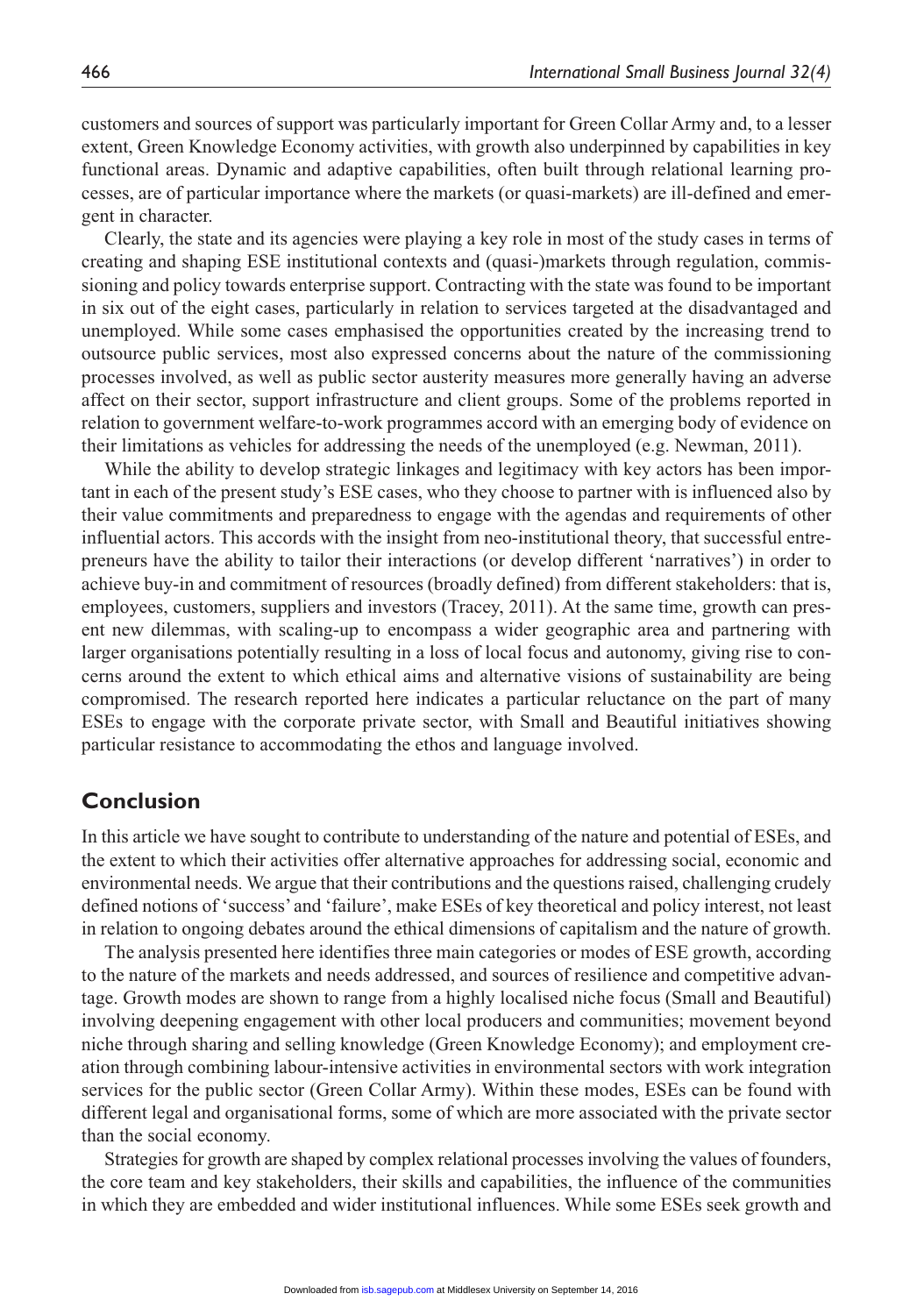customers and sources of support was particularly important for Green Collar Army and, to a lesser extent, Green Knowledge Economy activities, with growth also underpinned by capabilities in key functional areas. Dynamic and adaptive capabilities, often built through relational learning processes, are of particular importance where the markets (or quasi-markets) are ill-defined and emergent in character.

Clearly, the state and its agencies were playing a key role in most of the study cases in terms of creating and shaping ESE institutional contexts and (quasi-)markets through regulation, commissioning and policy towards enterprise support. Contracting with the state was found to be important in six out of the eight cases, particularly in relation to services targeted at the disadvantaged and unemployed. While some cases emphasised the opportunities created by the increasing trend to outsource public services, most also expressed concerns about the nature of the commissioning processes involved, as well as public sector austerity measures more generally having an adverse affect on their sector, support infrastructure and client groups. Some of the problems reported in relation to government welfare-to-work programmes accord with an emerging body of evidence on their limitations as vehicles for addressing the needs of the unemployed (e.g. Newman, 2011).

While the ability to develop strategic linkages and legitimacy with key actors has been important in each of the present study's ESE cases, who they choose to partner with is influenced also by their value commitments and preparedness to engage with the agendas and requirements of other influential actors. This accords with the insight from neo-institutional theory, that successful entrepreneurs have the ability to tailor their interactions (or develop different 'narratives') in order to achieve buy-in and commitment of resources (broadly defined) from different stakeholders: that is, employees, customers, suppliers and investors (Tracey, 2011). At the same time, growth can present new dilemmas, with scaling-up to encompass a wider geographic area and partnering with larger organisations potentially resulting in a loss of local focus and autonomy, giving rise to concerns around the extent to which ethical aims and alternative visions of sustainability are being compromised. The research reported here indicates a particular reluctance on the part of many ESEs to engage with the corporate private sector, with Small and Beautiful initiatives showing particular resistance to accommodating the ethos and language involved.

## Conclusion

In this article we have sought to contribute to understanding of the nature and potential of ESEs, and the extent to which their activities offer alternative approaches for addressing social, economic and environmental needs. We argue that their contributions and the questions raised, challenging crudely defined notions of 'success' and 'failure', make ESEs of key theoretical and policy interest, not least in relation to ongoing debates around the ethical dimensions of capitalism and the nature of growth.

The analysis presented here identifies three main categories or modes of ESE growth, according to the nature of the markets and needs addressed, and sources of resilience and competitive advantage. Growth modes are shown to range from a highly localised niche focus (Small and Beautiful) involving deepening engagement with other local producers and communities; movement beyond niche through sharing and selling knowledge (Green Knowledge Economy); and employment creation through combining labour-intensive activities in environmental sectors with work integration services for the public sector (Green Collar Army). Within these modes, ESEs can be found with different legal and organisational forms, some of which are more associated with the private sector than the social economy.

Strategies for growth are shaped by complex relational processes involving the values of founders, the core team and key stakeholders, their skills and capabilities, the influence of the communities in which they are embedded and wider institutional influences. While some ESEs seek growth and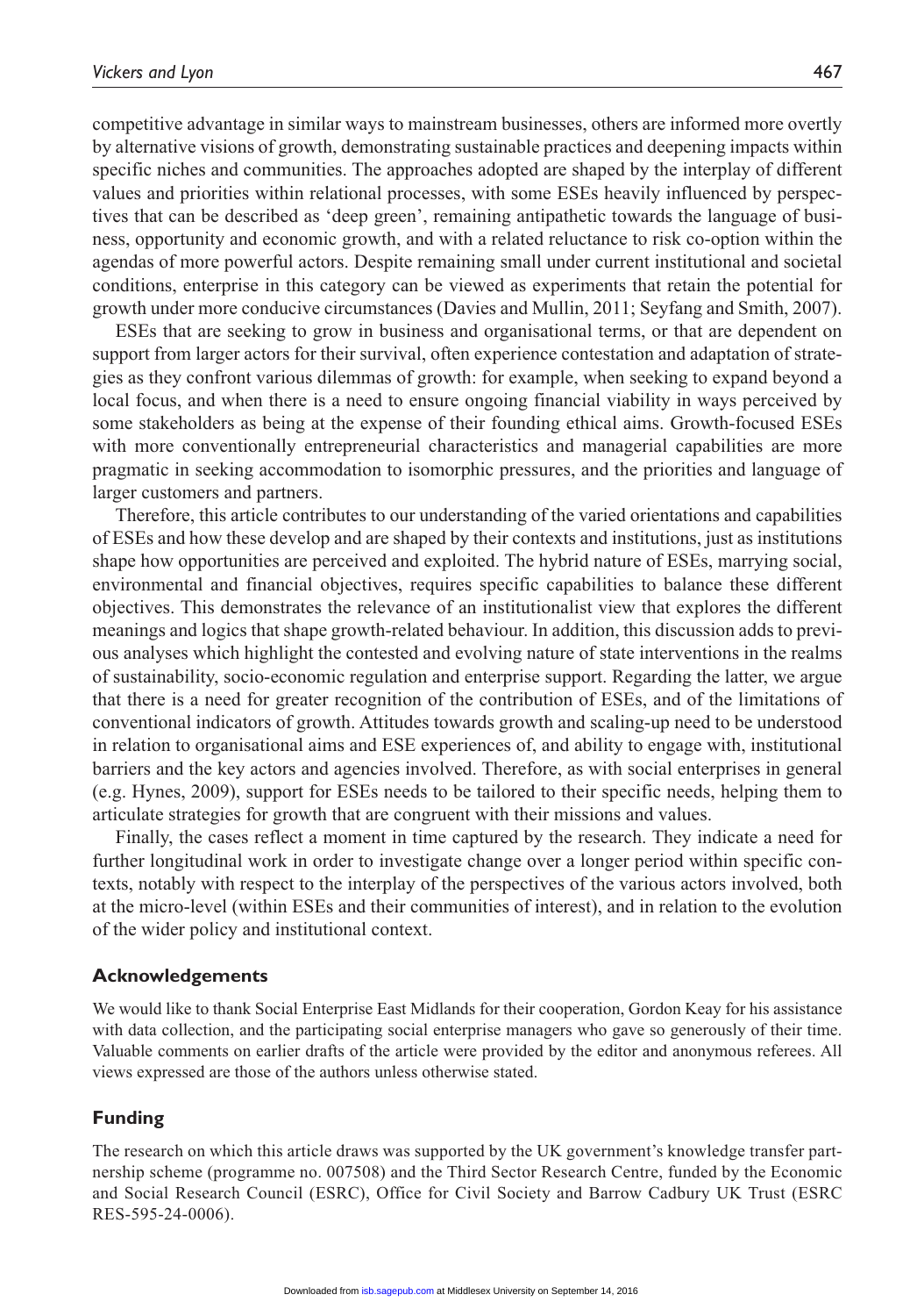competitive advantage in similar ways to mainstream businesses, others are informed more overtly by alternative visions of growth, demonstrating sustainable practices and deepening impacts within specific niches and communities. The approaches adopted are shaped by the interplay of different values and priorities within relational processes, with some ESEs heavily influenced by perspectives that can be described as 'deep green', remaining antipathetic towards the language of business, opportunity and economic growth, and with a related reluctance to risk co-option within the agendas of more powerful actors. Despite remaining small under current institutional and societal conditions, enterprise in this category can be viewed as experiments that retain the potential for growth under more conducive circumstances (Davies and Mullin, 2011; Seyfang and Smith, 2007).

ESEs that are seeking to grow in business and organisational terms, or that are dependent on support from larger actors for their survival, often experience contestation and adaptation of strategies as they confront various dilemmas of growth: for example, when seeking to expand beyond a local focus, and when there is a need to ensure ongoing financial viability in ways perceived by some stakeholders as being at the expense of their founding ethical aims. Growth-focused ESEs with more conventionally entrepreneurial characteristics and managerial capabilities are more pragmatic in seeking accommodation to isomorphic pressures, and the priorities and language of larger customers and partners.

Therefore, this article contributes to our understanding of the varied orientations and capabilities of ESEs and how these develop and are shaped by their contexts and institutions, just as institutions shape how opportunities are perceived and exploited. The hybrid nature of ESEs, marrying social, environmental and financial objectives, requires specific capabilities to balance these different objectives. This demonstrates the relevance of an institutionalist view that explores the different meanings and logics that shape growth-related behaviour. In addition, this discussion adds to previous analyses which highlight the contested and evolving nature of state interventions in the realms of sustainability, socio-economic regulation and enterprise support. Regarding the latter, we argue that there is a need for greater recognition of the contribution of ESEs, and of the limitations of conventional indicators of growth. Attitudes towards growth and scaling-up need to be understood in relation to organisational aims and ESE experiences of, and ability to engage with, institutional barriers and the key actors and agencies involved. Therefore, as with social enterprises in general (e.g. Hynes, 2009), support for ESEs needs to be tailored to their specific needs, helping them to articulate strategies for growth that are congruent with their missions and values.

Finally, the cases reflect a moment in time captured by the research. They indicate a need for further longitudinal work in order to investigate change over a longer period within specific contexts, notably with respect to the interplay of the perspectives of the various actors involved, both at the micro-level (within ESEs and their communities of interest), and in relation to the evolution of the wider policy and institutional context.

## Acknowledgements

We would like to thank Social Enterprise East Midlands for their cooperation, Gordon Keay for his assistance with data collection, and the participating social enterprise managers who gave so generously of their time. Valuable comments on earlier drafts of the article were provided by the editor and anonymous referees. All views expressed are those of the authors unless otherwise stated.

## Funding

The research on which this article draws was supported by the UK government's knowledge transfer partnership scheme (programme no. 007508) and the Third Sector Research Centre, funded by the Economic and Social Research Council (ESRC), Office for Civil Society and Barrow Cadbury UK Trust (ESRC RES-595-24-0006).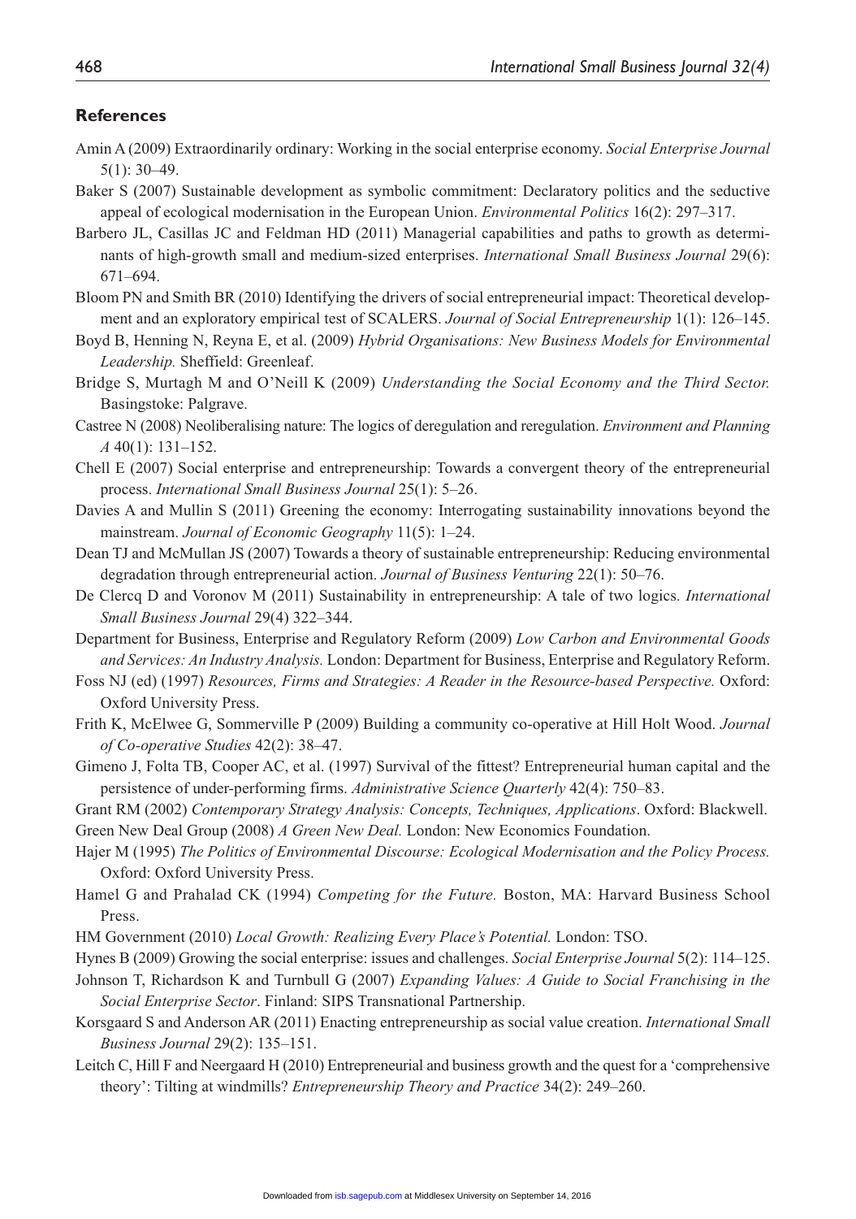## References

Amin A (2009) Extraordinarily ordinary: Working in the social enterprise economy. *Social Enterprise Journal* 5(1): 30–49.

Baker S (2007) Sustainable development as symbolic commitment: Declaratory politics and the seductive appeal of ecological modernisation in the European Union. *Environmental Politics* 16(2): 297–317.

Barbero JL, Casillas JC and Feldman HD (2011) Managerial capabilities and paths to growth as determinants of high-growth small and medium-sized enterprises. *International Small Business Journal* 29(6): 671–694.

Bloom PN and Smith BR (2010) Identifying the drivers of social entrepreneurial impact: Theoretical development and an exploratory empirical test of SCALERS. *Journal of Social Entrepreneurship* 1(1): 126–145.

Boyd B, Henning N, Reyna E, et al. (2009) *Hybrid Organisations: New Business Models for Environmental Leadership.* Sheffield: Greenleaf.

Bridge S, Murtagh M and O'Neill K (2009) *Understanding the Social Economy and the Third Sector.* Basingstoke: Palgrave.

Castree N (2008) Neoliberalising nature: The logics of deregulation and reregulation. *Environment and Planning A* 40(1): 131–152.

Chell E (2007) Social enterprise and entrepreneurship: Towards a convergent theory of the entrepreneurial process. *International Small Business Journal* 25(1): 5–26.

Davies A and Mullin S (2011) Greening the economy: Interrogating sustainability innovations beyond the mainstream. *Journal of Economic Geography* 11(5): 1–24.

Dean TJ and McMullan JS (2007) Towards a theory of sustainable entrepreneurship: Reducing environmental degradation through entrepreneurial action. *Journal of Business Venturing* 22(1): 50–76.

De Clercq D and Voronov M (2011) Sustainability in entrepreneurship: A tale of two logics. *International Small Business Journal* 29(4) 322–344.

Department for Business, Enterprise and Regulatory Reform (2009) *Low Carbon and Environmental Goods and Services: An Industry Analysis.* London: Department for Business, Enterprise and Regulatory Reform.

Foss NJ (ed) (1997) *Resources, Firms and Strategies: A Reader in the Resource-based Perspective.* Oxford: Oxford University Press.

Frith K, McElwee G, Sommerville P (2009) Building a community co-operative at Hill Holt Wood. *Journal of Co-operative Studies* 42(2): 38–47.

Gimeno J, Folta TB, Cooper AC, et al. (1997) Survival of the fittest? Entrepreneurial human capital and the persistence of under-performing firms. *Administrative Science Quarterly* 42(4): 750–83.

Grant RM (2002) *Contemporary Strategy Analysis: Concepts, Techniques, Applications*. Oxford: Blackwell.

Green New Deal Group (2008) *A Green New Deal.* London: New Economics Foundation.

Hajer M (1995) *The Politics of Environmental Discourse: Ecological Modernisation and the Policy Process.* Oxford: Oxford University Press.

Hamel G and Prahalad CK (1994) *Competing for the Future.* Boston, MA: Harvard Business School Press.

HM Government (2010) *Local Growth: Realizing Every Place's Potential.* London: TSO.

Hynes B (2009) Growing the social enterprise: issues and challenges. *Social Enterprise Journal* 5(2): 114–125.

Johnson T, Richardson K and Turnbull G (2007) *Expanding Values: A Guide to Social Franchising in the Social Enterprise Sector*. Finland: SIPS Transnational Partnership.

Korsgaard S and Anderson AR (2011) Enacting entrepreneurship as social value creation. *International Small Business Journal* 29(2): 135–151.

Leitch C, Hill F and Neergaard H (2010) Entrepreneurial and business growth and the quest for a 'comprehensive theory': Tilting at windmills? *Entrepreneurship Theory and Practice* 34(2): 249–260.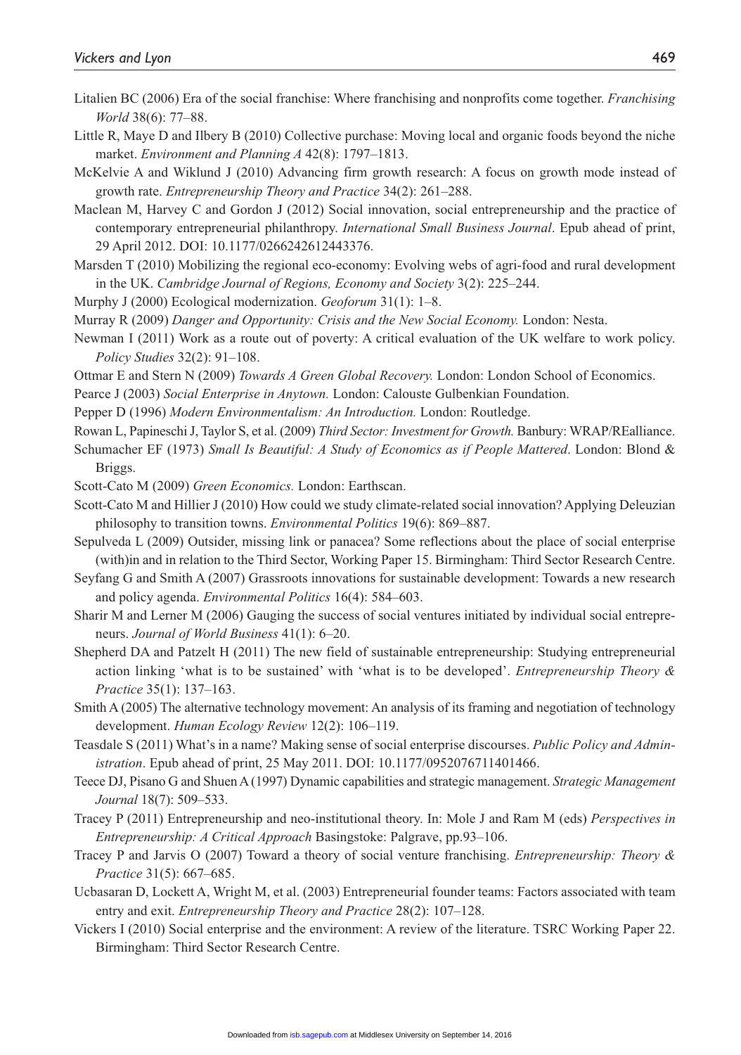Litalien BC (2006) Era of the social franchise: Where franchising and nonprofits come together. *Franchising World* 38(6): 77–88.

Little R, Maye D and Ilbery B (2010) Collective purchase: Moving local and organic foods beyond the niche market. *Environment and Planning A* 42(8): 1797–1813.

McKelvie A and Wiklund J (2010) Advancing firm growth research: A focus on growth mode instead of growth rate. *Entrepreneurship Theory and Practice* 34(2): 261–288.

Maclean M, Harvey C and Gordon J (2012) Social innovation, social entrepreneurship and the practice of contemporary entrepreneurial philanthropy. *International Small Business Journal*. Epub ahead of print, 29 April 2012. DOI: 10.1177/0266242612443376.

Marsden T (2010) Mobilizing the regional eco-economy: Evolving webs of agri-food and rural development in the UK. *Cambridge Journal of Regions, Economy and Society* 3(2): 225–244.

Murphy J (2000) Ecological modernization. *Geoforum* 31(1): 1–8.

Murray R (2009) *Danger and Opportunity: Crisis and the New Social Economy.* London: Nesta.

Newman I (2011) Work as a route out of poverty: A critical evaluation of the UK welfare to work policy. *Policy Studies* 32(2): 91–108.

Ottmar E and Stern N (2009) *Towards A Green Global Recovery.* London: London School of Economics.

Pearce J (2003) *Social Enterprise in Anytown.* London: Calouste Gulbenkian Foundation.

Pepper D (1996) *Modern Environmentalism: An Introduction.* London: Routledge.

Rowan L, Papineschi J, Taylor S, et al. (2009) *Third Sector: Investment for Growth.* Banbury: WRAP/REalliance.

Schumacher EF (1973) *Small Is Beautiful: A Study of Economics as if People Mattered*. London: Blond & Briggs.

Scott-Cato M (2009) *Green Economics.* London: Earthscan.

Scott-Cato M and Hillier J (2010) How could we study climate-related social innovation? Applying Deleuzian philosophy to transition towns. *Environmental Politics* 19(6): 869–887.

Sepulveda L (2009) Outsider, missing link or panacea? Some reflections about the place of social enterprise (with)in and in relation to the Third Sector, Working Paper 15. Birmingham: Third Sector Research Centre.

Seyfang G and Smith A (2007) Grassroots innovations for sustainable development: Towards a new research and policy agenda. *Environmental Politics* 16(4): 584–603.

Sharir M and Lerner M (2006) Gauging the success of social ventures initiated by individual social entrepreneurs. *Journal of World Business* 41(1): 6–20.

Shepherd DA and Patzelt H (2011) The new field of sustainable entrepreneurship: Studying entrepreneurial action linking 'what is to be sustained' with 'what is to be developed'. *Entrepreneurship Theory & Practice* 35(1): 137–163.

Smith A (2005) The alternative technology movement: An analysis of its framing and negotiation of technology development. *Human Ecology Review* 12(2): 106–119.

Teasdale S (2011) What's in a name? Making sense of social enterprise discourses. *Public Policy and Administration*. Epub ahead of print, 25 May 2011. DOI: 10.1177/0952076711401466.

Teece DJ, Pisano G and Shuen A (1997) Dynamic capabilities and strategic management. *Strategic Management Journal* 18(7): 509–533.

Tracey P (2011) Entrepreneurship and neo-institutional theory. In: Mole J and Ram M (eds) *Perspectives in Entrepreneurship: A Critical Approach* Basingstoke: Palgrave, pp.93–106.

Tracey P and Jarvis O (2007) Toward a theory of social venture franchising. *Entrepreneurship: Theory & Practice* 31(5): 667–685.

Ucbasaran D, Lockett A, Wright M, et al. (2003) Entrepreneurial founder teams: Factors associated with team entry and exit. *Entrepreneurship Theory and Practice* 28(2): 107–128.

Vickers I (2010) Social enterprise and the environment: A review of the literature. TSRC Working Paper 22. Birmingham: Third Sector Research Centre.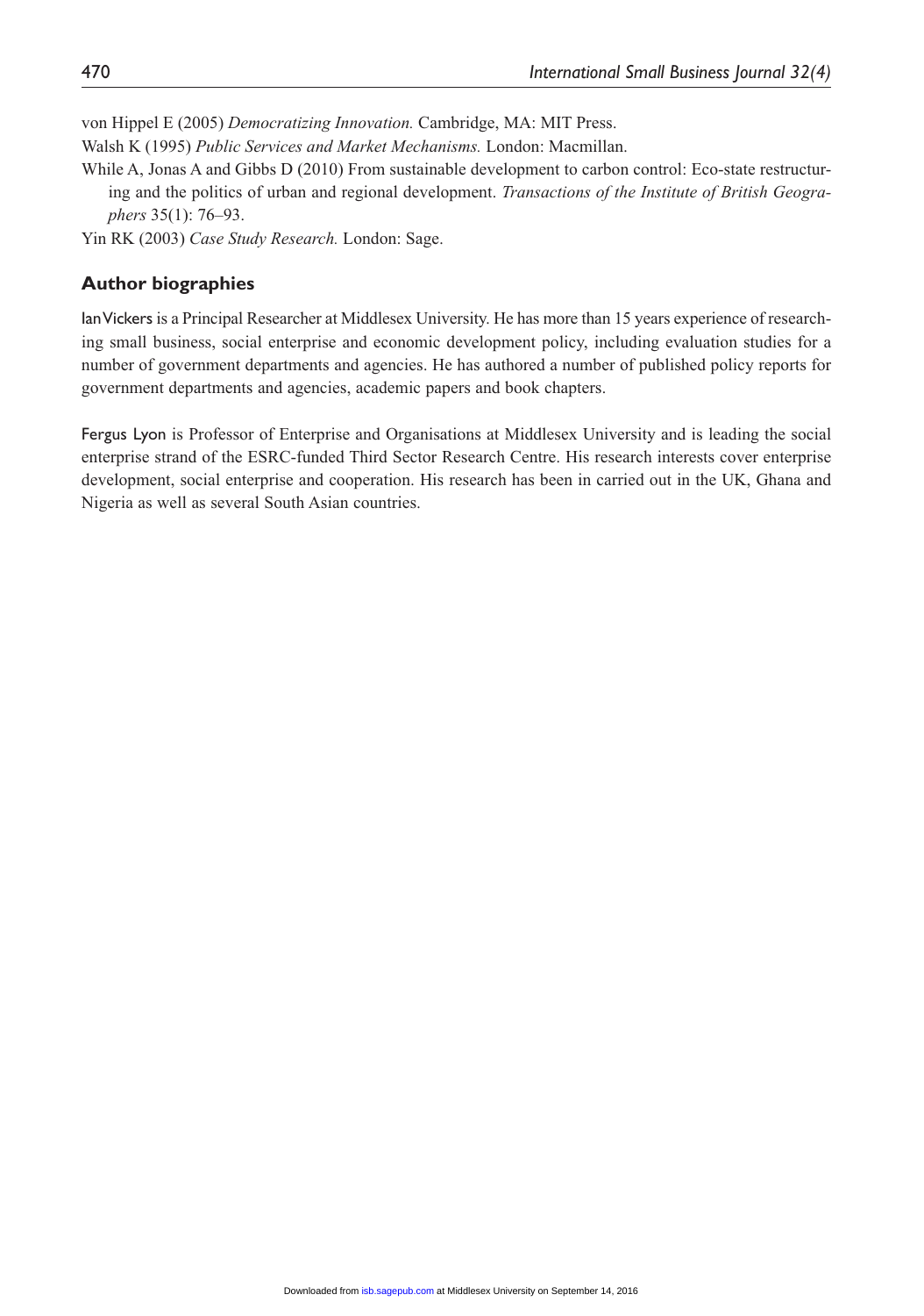von Hippel E (2005) *Democratizing Innovation.* Cambridge, MA: MIT Press.

Walsh K (1995) *Public Services and Market Mechanisms.* London: Macmillan.

While A, Jonas A and Gibbs D (2010) From sustainable development to carbon control: Eco-state restructuring and the politics of urban and regional development. *Transactions of the Institute of British Geographers* 35(1): 76–93.

Yin RK (2003) *Case Study Research.* London: Sage.

## Author biographies

Ian Vickers is a Principal Researcher at Middlesex University. He has more than 15 years experience of researching small business, social enterprise and economic development policy, including evaluation studies for a number of government departments and agencies. He has authored a number of published policy reports for government departments and agencies, academic papers and book chapters.

Fergus Lyon is Professor of Enterprise and Organisations at Middlesex University and is leading the social enterprise strand of the ESRC-funded Third Sector Research Centre. His research interests cover enterprise development, social enterprise and cooperation. His research has been in carried out in the UK, Ghana and Nigeria as well as several South Asian countries.